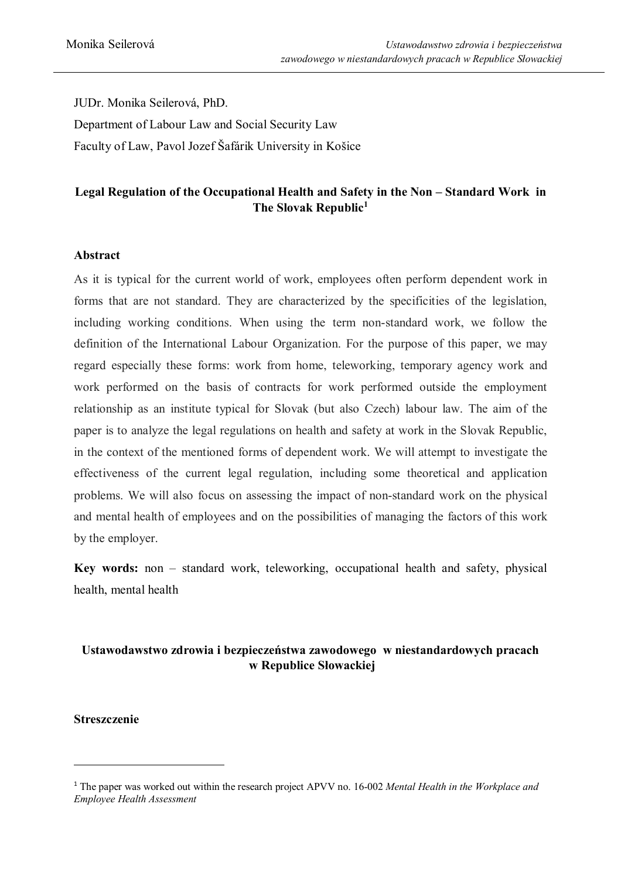JUDr. Monika Seilerová, PhD.

Department of Labour Law and Social Security Law

Faculty of Law, Pavol Jozef Šafárik University in Košice

# Legal Regulation of the Occupational Health and Safety in the Non – Standard Work in The Slovak Republic[1]

## Abstract

As it is typical for the current world of work, employees often perform dependent work in forms that are not standard. They are characterized by the specificities of the legislation, including working conditions. When using the term non-standard work, we follow the definition of the International Labour Organization. For the purpose of this paper, we may regard especially these forms: work from home, teleworking, temporary agency work and work performed on the basis of contracts for work performed outside the employment relationship as an institute typical for Slovak (but also Czech) labour law. The aim of the paper is to analyze the legal regulations on health and safety at work in the Slovak Republic, in the context of the mentioned forms of dependent work. We will attempt to investigate the effectiveness of the current legal regulation, including some theoretical and application problems. We will also focus on assessing the impact of non-standard work on the physical and mental health of employees and on the possibilities of managing the factors of this work by the employer.

**Key words:** non – standard work, teleworking, occupational health and safety, physical health, mental health

# Ustawodawstwo zdrowia i bezpieczeństwa zawodowego w niestandardowych pracach w Republice Słowackiej

## Streszczenie

---

[1] The paper was worked out within the research project APVV no. 16-002 *Mental Health in the Workplace and Employee Health Assessment*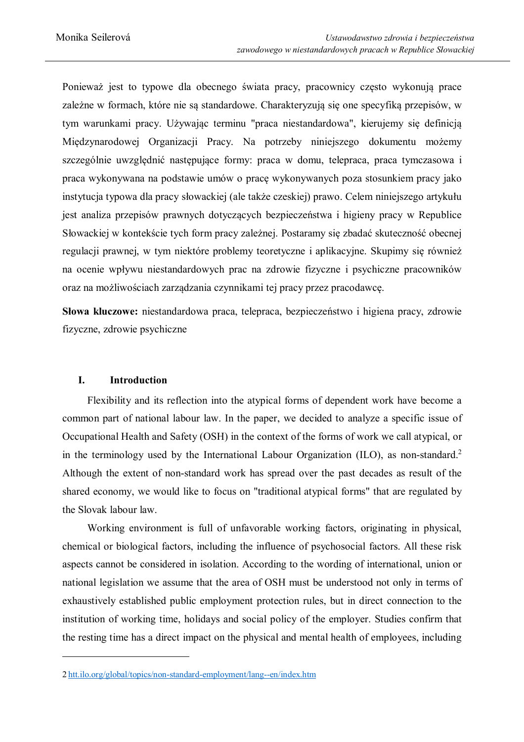Ponieważ jest to typowe dla obecnego świata pracy, pracownicy często wykonują prace zależne w formach, które nie są standardowe. Charakteryzują się one specyfiką przepisów, w tym warunkami pracy. Używając terminu "praca niestandardowa", kierujemy się definicją Międzynarodowej Organizacji Pracy. Na potrzeby niniejszego dokumentu możemy szczególnie uwzględnić następujące formy: praca w domu, telepraca, praca tymczasowa i praca wykonywana na podstawie umów o pracę wykonywanych poza stosunkiem pracy jako instytucja typowa dla pracy słowackiej (ale także czeskiej) prawo. Celem niniejszego artykułu jest analiza przepisów prawnych dotyczących bezpieczeństwa i higieny pracy w Republice Słowackiej w kontekście tych form pracy zależnej. Postaramy się zbadać skuteczność obecnej regulacji prawnej, w tym niektóre problemy teoretyczne i aplikacyjne. Skupimy się również na ocenie wpływu niestandardowych prac na zdrowie fizyczne i psychiczne pracowników oraz na możliwościach zarządzania czynnikami tej pracy przez pracodawcę.

**Słowa kluczowe:** niestandardowa praca, telepraca, bezpieczeństwo i higiena pracy, zdrowie fizyczne, zdrowie psychiczne

## I. Introduction

Flexibility and its reflection into the atypical forms of dependent work have become a common part of national labour law. In the paper, we decided to analyze a specific issue of Occupational Health and Safety (OSH) in the context of the forms of work we call atypical, or in the terminology used by the International Labour Organization (ILO), as non-standard.[2] Although the extent of non-standard work has spread over the past decades as result of the shared economy, we would like to focus on "traditional atypical forms" that are regulated by the Slovak labour law.

Working environment is full of unfavorable working factors, originating in physical, chemical or biological factors, including the influence of psychosocial factors. All these risk aspects cannot be considered in isolation. According to the wording of international, union or national legislation we assume that the area of OSH must be understood not only in terms of exhaustively established public employment protection rules, but in direct connection to the institution of working time, holidays and social policy of the employer. Studies confirm that the resting time has a direct impact on the physical and mental health of employees, including

---

2 htt.ilo.org/global/topics/non-standard-employment/lang--en/index.htm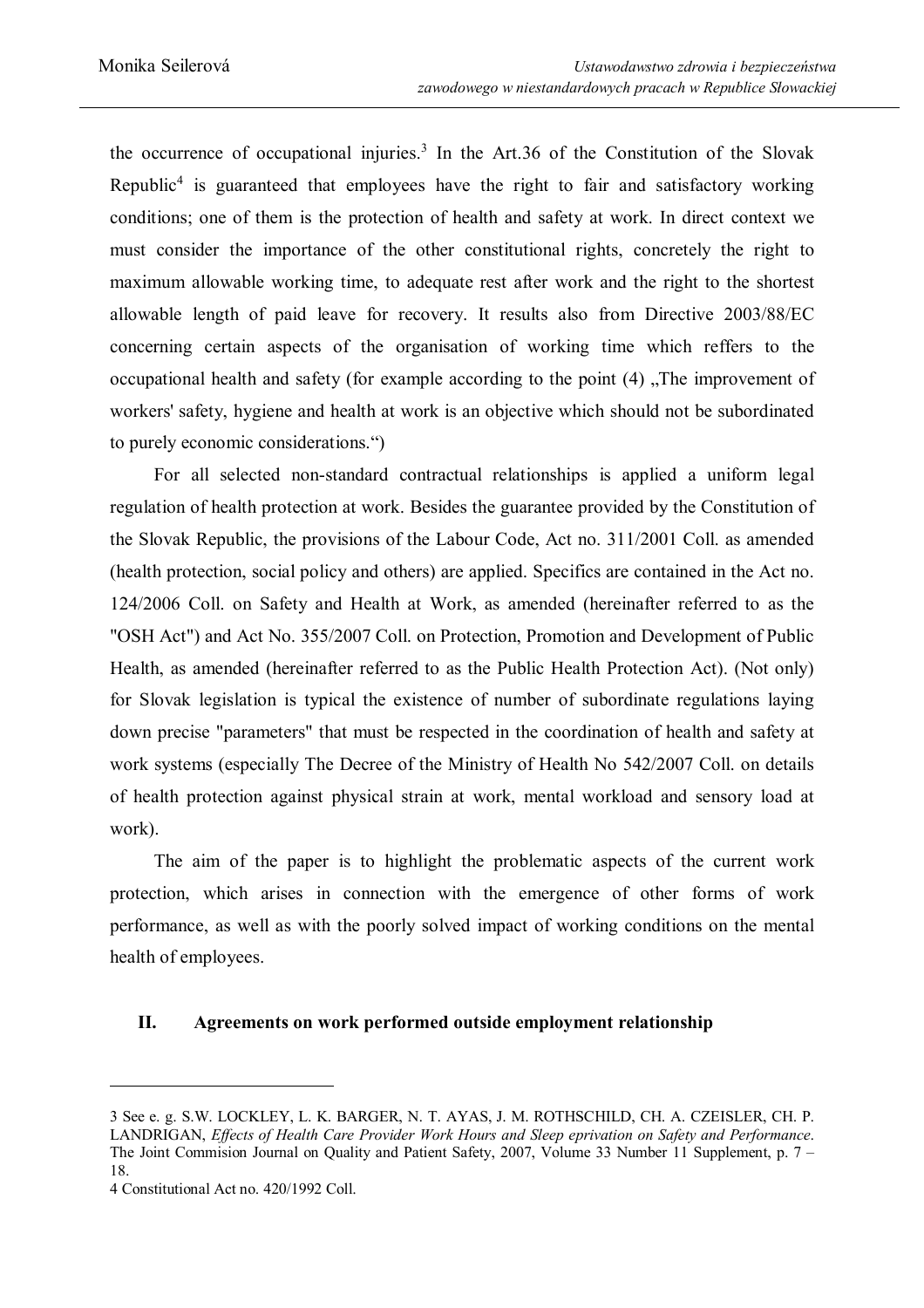the occurrence of occupational injuries.[3] In the Art.36 of the Constitution of the Slovak Republic[4] is guaranteed that employees have the right to fair and satisfactory working conditions; one of them is the protection of health and safety at work. In direct context we must consider the importance of the other constitutional rights, concretely the right to maximum allowable working time, to adequate rest after work and the right to the shortest allowable length of paid leave for recovery. It results also from Directive 2003/88/EC concerning certain aspects of the organisation of working time which reffers to the occupational health and safety (for example according to the point (4) „The improvement of workers' safety, hygiene and health at work is an objective which should not be subordinated to purely economic considerations.")

For all selected non-standard contractual relationships is applied a uniform legal regulation of health protection at work. Besides the guarantee provided by the Constitution of the Slovak Republic, the provisions of the Labour Code, Act no. 311/2001 Coll. as amended (health protection, social policy and others) are applied. Specifics are contained in the Act no. 124/2006 Coll. on Safety and Health at Work, as amended (hereinafter referred to as the "OSH Act") and Act No. 355/2007 Coll. on Protection, Promotion and Development of Public Health, as amended (hereinafter referred to as the Public Health Protection Act). (Not only) for Slovak legislation is typical the existence of number of subordinate regulations laying down precise "parameters" that must be respected in the coordination of health and safety at work systems (especially The Decree of the Ministry of Health No 542/2007 Coll. on details of health protection against physical strain at work, mental workload and sensory load at work).

The aim of the paper is to highlight the problematic aspects of the current work protection, which arises in connection with the emergence of other forms of work performance, as well as with the poorly solved impact of working conditions on the mental health of employees.

## II. Agreements on work performed outside employment relationship

---

3 See e. g. S.W. LOCKLEY, L. K. BARGER, N. T. AYAS, J. M. ROTHSCHILD, CH. A. CZEISLER, CH. P. LANDRIGAN, *Effects of Health Care Provider Work Hours and Sleep eprivation on Safety and Performance*. The Joint Commision Journal on Quality and Patient Safety, 2007, Volume 33 Number 11 Supplement, p. 7 – 18.

4 Constitutional Act no. 420/1992 Coll.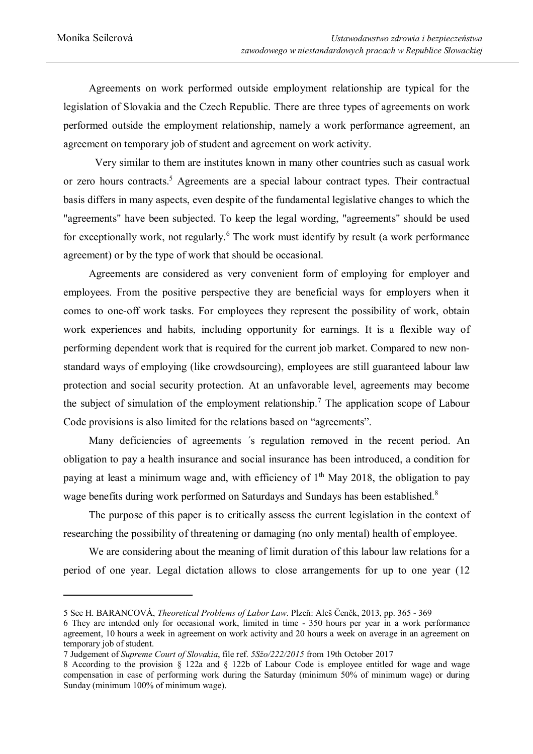Agreements on work performed outside employment relationship are typical for the legislation of Slovakia and the Czech Republic. There are three types of agreements on work performed outside the employment relationship, namely a work performance agreement, an agreement on temporary job of student and agreement on work activity.

Very similar to them are institutes known in many other countries such as casual work or zero hours contracts.[5] Agreements are a special labour contract types. Their contractual basis differs in many aspects, even despite of the fundamental legislative changes to which the "agreements" have been subjected. To keep the legal wording, "agreements" should be used for exceptionally work, not regularly.[6] The work must identify by result (a work performance agreement) or by the type of work that should be occasional.

Agreements are considered as very convenient form of employing for employer and employees. From the positive perspective they are beneficial ways for employers when it comes to one-off work tasks. For employees they represent the possibility of work, obtain work experiences and habits, including opportunity for earnings. It is a flexible way of performing dependent work that is required for the current job market. Compared to new non-standard ways of employing (like crowdsourcing), employees are still guaranteed labour law protection and social security protection. At an unfavorable level, agreements may become the subject of simulation of the employment relationship.[7] The application scope of Labour Code provisions is also limited for the relations based on "agreements".

Many deficiencies of agreements ´s regulation removed in the recent period. An obligation to pay a health insurance and social insurance has been introduced, a condition for paying at least a minimum wage and, with efficiency of 1th May 2018, the obligation to pay wage benefits during work performed on Saturdays and Sundays has been established.[8]

The purpose of this paper is to critically assess the current legislation in the context of researching the possibility of threatening or damaging (no only mental) health of employee.

We are considering about the meaning of limit duration of this labour law relations for a period of one year. Legal dictation allows to close arrangements for up to one year (12

---

5 See H. BARANCOVÁ, *Theoretical Problems of Labor Law*. Plzeň: Aleš Čeněk, 2013, pp. 365 - 369

6 They are intended only for occasional work, limited in time - 350 hours per year in a work performance agreement, 10 hours a week in agreement on work activity and 20 hours a week on average in an agreement on temporary job of student.

7 Judgement of *Supreme Court of Slovakia*, file ref. *5Sžo/222/2015* from 19th October 2017

8 According to the provision § 122a and § 122b of Labour Code is employee entitled for wage and wage compensation in case of performing work during the Saturday (minimum 50% of minimum wage) or during Sunday (minimum 100% of minimum wage).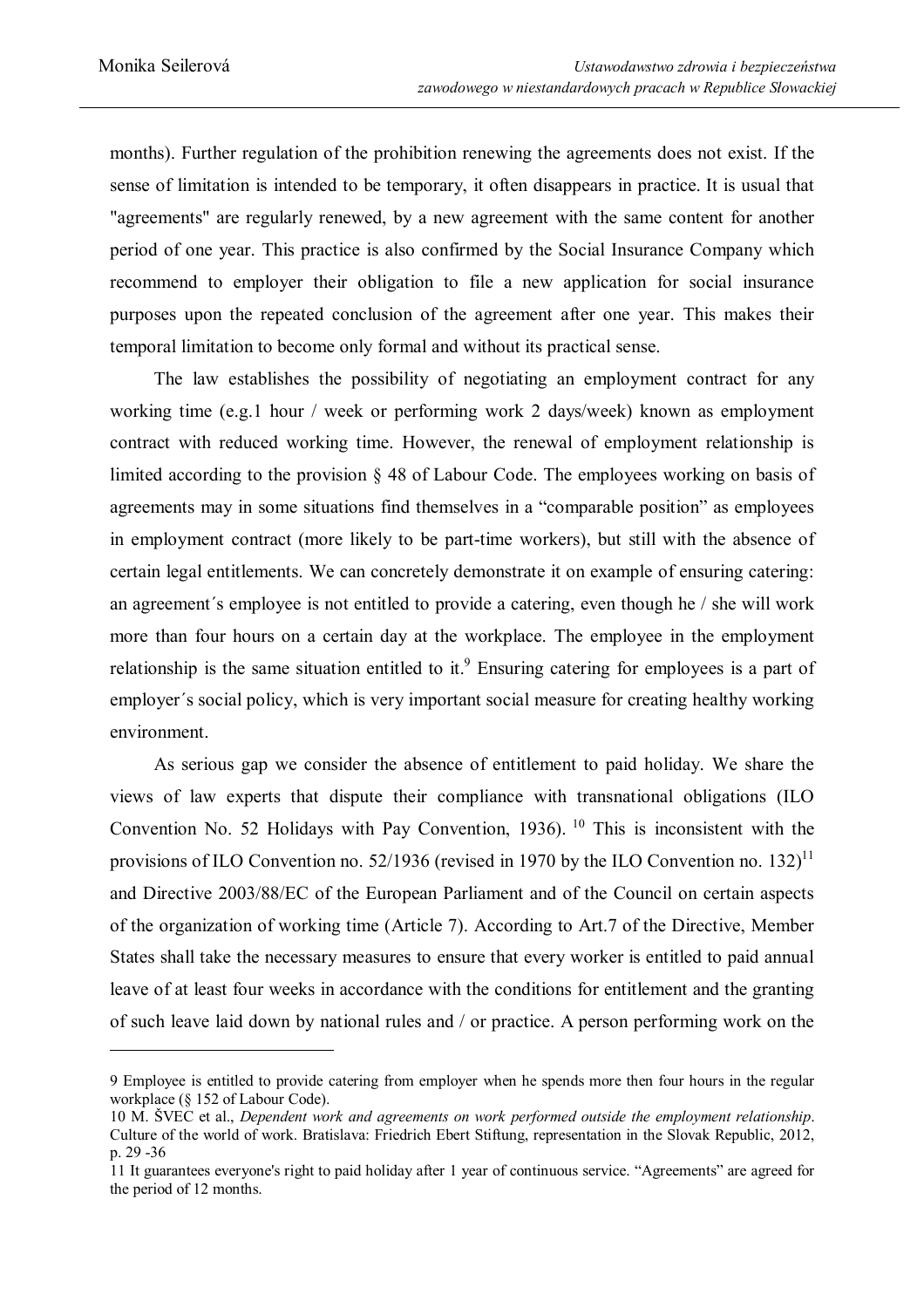months). Further regulation of the prohibition renewing the agreements does not exist. If the sense of limitation is intended to be temporary, it often disappears in practice. It is usual that "agreements" are regularly renewed, by a new agreement with the same content for another period of one year. This practice is also confirmed by the Social Insurance Company which recommend to employer their obligation to file a new application for social insurance purposes upon the repeated conclusion of the agreement after one year. This makes their temporal limitation to become only formal and without its practical sense.

The law establishes the possibility of negotiating an employment contract for any working time (e.g.1 hour / week or performing work 2 days/week) known as employment contract with reduced working time. However, the renewal of employment relationship is limited according to the provision § 48 of Labour Code. The employees working on basis of agreements may in some situations find themselves in a "comparable position" as employees in employment contract (more likely to be part-time workers), but still with the absence of certain legal entitlements. We can concretely demonstrate it on example of ensuring catering: an agreement´s employee is not entitled to provide a catering, even though he / she will work more than four hours on a certain day at the workplace. The employee in the employment relationship is the same situation entitled to it.[9] Ensuring catering for employees is a part of employer´s social policy, which is very important social measure for creating healthy working environment.

As serious gap we consider the absence of entitlement to paid holiday. We share the views of law experts that dispute their compliance with transnational obligations (ILO Convention No. 52 Holidays with Pay Convention, 1936). [10] This is inconsistent with the provisions of ILO Convention no. 52/1936 (revised in 1970 by the ILO Convention no. 132)[11] and Directive 2003/88/EC of the European Parliament and of the Council on certain aspects of the organization of working time (Article 7). According to Art.7 of the Directive, Member States shall take the necessary measures to ensure that every worker is entitled to paid annual leave of at least four weeks in accordance with the conditions for entitlement and the granting of such leave laid down by national rules and / or practice. A person performing work on the

---

9 Employee is entitled to provide catering from employer when he spends more then four hours in the regular workplace (§ 152 of Labour Code).

10 M. ŠVEC et al., *Dependent work and agreements on work performed outside the employment relationship*. Culture of the world of work. Bratislava: Friedrich Ebert Stiftung, representation in the Slovak Republic, 2012, p. 29 -36

11 It guarantees everyone's right to paid holiday after 1 year of continuous service. "Agreements" are agreed for the period of 12 months.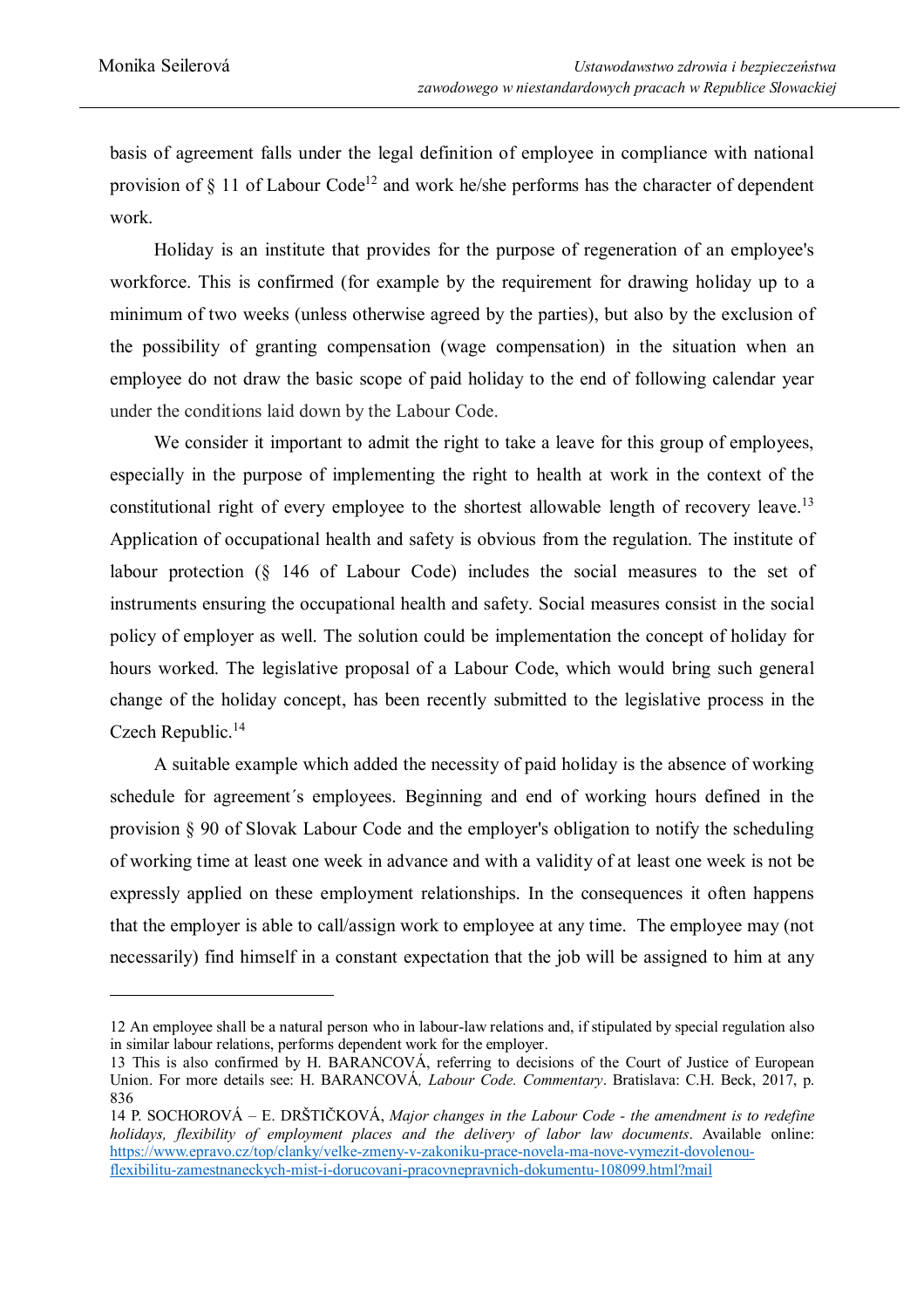basis of agreement falls under the legal definition of employee in compliance with national provision of § 11 of Labour Code[12] and work he/she performs has the character of dependent work.

Holiday is an institute that provides for the purpose of regeneration of an employee's workforce. This is confirmed (for example by the requirement for drawing holiday up to a minimum of two weeks (unless otherwise agreed by the parties), but also by the exclusion of the possibility of granting compensation (wage compensation) in the situation when an employee do not draw the basic scope of paid holiday to the end of following calendar year under the conditions laid down by the Labour Code.

We consider it important to admit the right to take a leave for this group of employees, especially in the purpose of implementing the right to health at work in the context of the constitutional right of every employee to the shortest allowable length of recovery leave.[13] Application of occupational health and safety is obvious from the regulation. The institute of labour protection (§ 146 of Labour Code) includes the social measures to the set of instruments ensuring the occupational health and safety. Social measures consist in the social policy of employer as well. The solution could be implementation the concept of holiday for hours worked. The legislative proposal of a Labour Code, which would bring such general change of the holiday concept, has been recently submitted to the legislative process in the Czech Republic.[14]

A suitable example which added the necessity of paid holiday is the absence of working schedule for agreement´s employees. Beginning and end of working hours defined in the provision § 90 of Slovak Labour Code and the employer's obligation to notify the scheduling of working time at least one week in advance and with a validity of at least one week is not be expressly applied on these employment relationships. In the consequences it often happens that the employer is able to call/assign work to employee at any time. The employee may (not necessarily) find himself in a constant expectation that the job will be assigned to him at any

---

12 An employee shall be a natural person who in labour-law relations and, if stipulated by special regulation also in similar labour relations, performs dependent work for the employer.

13 This is also confirmed by H. BARANCOVÁ, referring to decisions of the Court of Justice of European Union. For more details see: H. BARANCOVÁ*, Labour Code. Commentary*. Bratislava: C.H. Beck, 2017, p. 836

14 P. SOCHOROVÁ – E. DRŠTIČKOVÁ, *Major changes in the Labour Code - the amendment is to redefine holidays, flexibility of employment places and the delivery of labor law documents*. Available online: https://www.epravo.cz/top/clanky/velke-zmeny-v-zakoniku-prace-novela-ma-nove-vymezit-dovolenou-flexibilitu-zamestnaneckych-mist-i-dorucovani-pracovnepravnich-dokumentu-108099.html?mail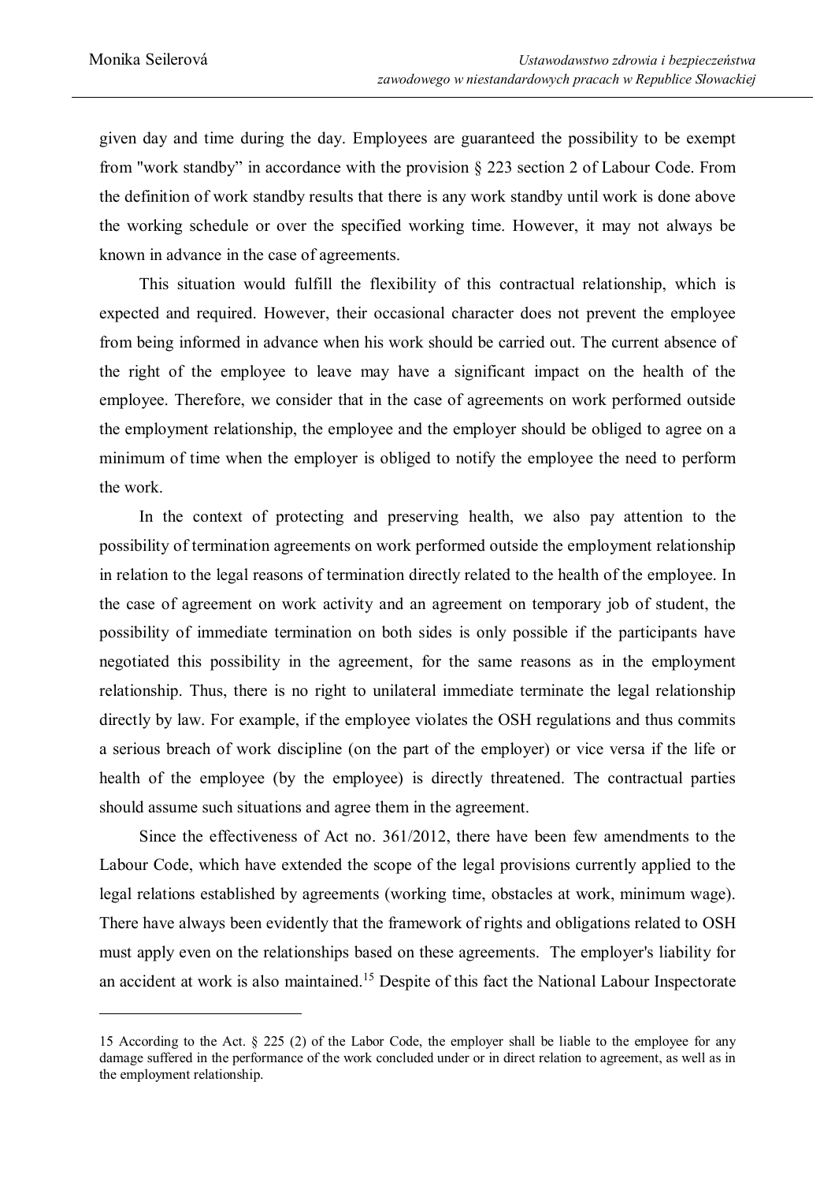given day and time during the day. Employees are guaranteed the possibility to be exempt from "work standby" in accordance with the provision § 223 section 2 of Labour Code. From the definition of work standby results that there is any work standby until work is done above the working schedule or over the specified working time. However, it may not always be known in advance in the case of agreements.

This situation would fulfill the flexibility of this contractual relationship, which is expected and required. However, their occasional character does not prevent the employee from being informed in advance when his work should be carried out. The current absence of the right of the employee to leave may have a significant impact on the health of the employee. Therefore, we consider that in the case of agreements on work performed outside the employment relationship, the employee and the employer should be obliged to agree on a minimum of time when the employer is obliged to notify the employee the need to perform the work.

In the context of protecting and preserving health, we also pay attention to the possibility of termination agreements on work performed outside the employment relationship in relation to the legal reasons of termination directly related to the health of the employee. In the case of agreement on work activity and an agreement on temporary job of student, the possibility of immediate termination on both sides is only possible if the participants have negotiated this possibility in the agreement, for the same reasons as in the employment relationship. Thus, there is no right to unilateral immediate terminate the legal relationship directly by law. For example, if the employee violates the OSH regulations and thus commits a serious breach of work discipline (on the part of the employer) or vice versa if the life or health of the employee (by the employee) is directly threatened. The contractual parties should assume such situations and agree them in the agreement.

Since the effectiveness of Act no. 361/2012, there have been few amendments to the Labour Code, which have extended the scope of the legal provisions currently applied to the legal relations established by agreements (working time, obstacles at work, minimum wage). There have always been evidently that the framework of rights and obligations related to OSH must apply even on the relationships based on these agreements. The employer's liability for an accident at work is also maintained.[15] Despite of this fact the National Labour Inspectorate

---

15 According to the Act. § 225 (2) of the Labor Code, the employer shall be liable to the employee for any damage suffered in the performance of the work concluded under or in direct relation to agreement, as well as in the employment relationship.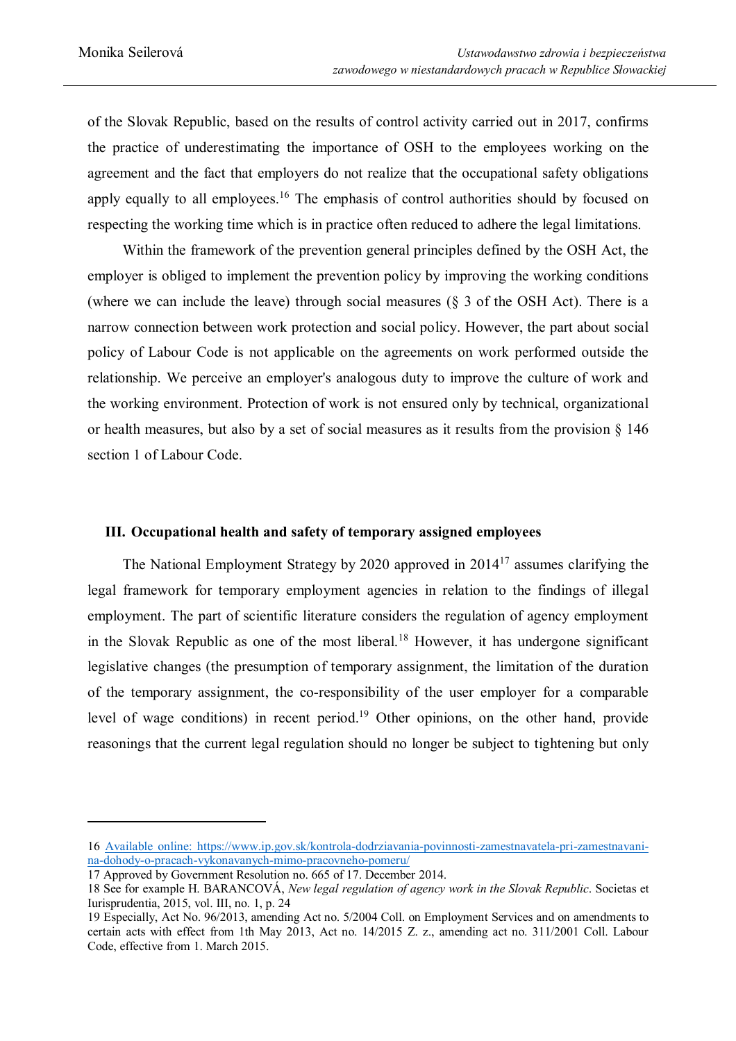of the Slovak Republic, based on the results of control activity carried out in 2017, confirms the practice of underestimating the importance of OSH to the employees working on the agreement and the fact that employers do not realize that the occupational safety obligations apply equally to all employees.[16] The emphasis of control authorities should by focused on respecting the working time which is in practice often reduced to adhere the legal limitations.

Within the framework of the prevention general principles defined by the OSH Act, the employer is obliged to implement the prevention policy by improving the working conditions (where we can include the leave) through social measures (§ 3 of the OSH Act). There is a narrow connection between work protection and social policy. However, the part about social policy of Labour Code is not applicable on the agreements on work performed outside the relationship. We perceive an employer's analogous duty to improve the culture of work and the working environment. Protection of work is not ensured only by technical, organizational or health measures, but also by a set of social measures as it results from the provision § 146 section 1 of Labour Code.

## III. Occupational health and safety of temporary assigned employees

The National Employment Strategy by 2020 approved in 2014[17] assumes clarifying the legal framework for temporary employment agencies in relation to the findings of illegal employment. The part of scientific literature considers the regulation of agency employment in the Slovak Republic as one of the most liberal.[18] However, it has undergone significant legislative changes (the presumption of temporary assignment, the limitation of the duration of the temporary assignment, the co-responsibility of the user employer for a comparable level of wage conditions) in recent period.[19] Other opinions, on the other hand, provide reasonings that the current legal regulation should no longer be subject to tightening but only

---

16 Available online: https://www.ip.gov.sk/kontrola-dodrziavania-povinnosti-zamestnavatela-pri-zamestnavani-na-dohody-o-pracach-vykonavanych-mimo-pracovneho-pomeru/

17 Approved by Government Resolution no. 665 of 17. December 2014.

18 See for example H. BARANCOVÁ, *New legal regulation of agency work in the Slovak Republic*. Societas et Iurisprudentia, 2015, vol. III, no. 1, p. 24

19 Especially, Act No. 96/2013, amending Act no. 5/2004 Coll. on Employment Services and on amendments to certain acts with effect from 1th May 2013, Act no. 14/2015 Z. z., amending act no. 311/2001 Coll. Labour Code, effective from 1. March 2015.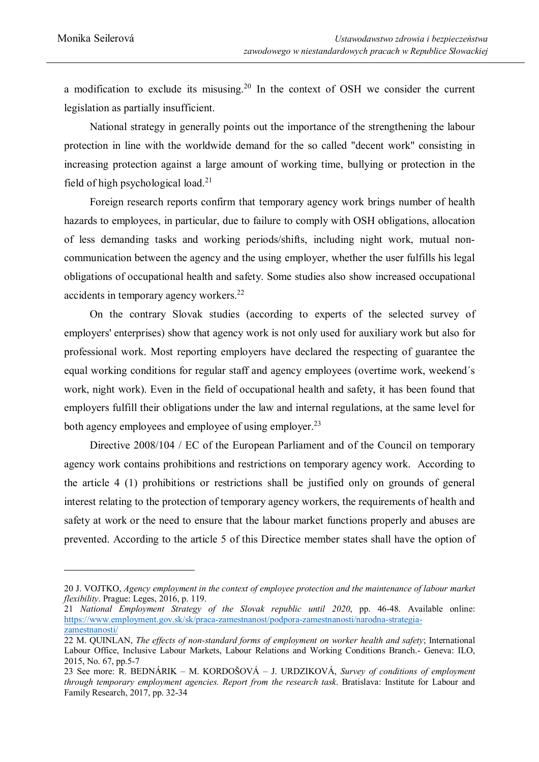a modification to exclude its misusing.[20] In the context of OSH we consider the current legislation as partially insufficient.

National strategy in generally points out the importance of the strengthening the labour protection in line with the worldwide demand for the so called "decent work" consisting in increasing protection against a large amount of working time, bullying or protection in the field of high psychological load.[21]

Foreign research reports confirm that temporary agency work brings number of health hazards to employees, in particular, due to failure to comply with OSH obligations, allocation of less demanding tasks and working periods/shifts, including night work, mutual non-communication between the agency and the using employer, whether the user fulfills his legal obligations of occupational health and safety. Some studies also show increased occupational accidents in temporary agency workers.[22]

On the contrary Slovak studies (according to experts of the selected survey of employers' enterprises) show that agency work is not only used for auxiliary work but also for professional work. Most reporting employers have declared the respecting of guarantee the equal working conditions for regular staff and agency employees (overtime work, weekend´s work, night work). Even in the field of occupational health and safety, it has been found that employers fulfill their obligations under the law and internal regulations, at the same level for both agency employees and employee of using employer.[23]

Directive 2008/104 / EC of the European Parliament and of the Council on temporary agency work contains prohibitions and restrictions on temporary agency work. According to the article 4 (1) prohibitions or restrictions shall be justified only on grounds of general interest relating to the protection of temporary agency workers, the requirements of health and safety at work or the need to ensure that the labour market functions properly and abuses are prevented. According to the article 5 of this Directice member states shall have the option of

---

20 J. VOJTKO, *Agency employment in the context of employee protection and the maintenance of labour market flexibility*. Prague: Leges, 2016, p. 119.

21 *National Employment Strategy of the Slovak republic until 2020*, pp. 46-48. Available online: https://www.employment.gov.sk/sk/praca-zamestnanost/podpora-zamestnanosti/narodna-strategia-zamestnanosti/

22 M. QUINLAN, *The effects of non-standard forms of employment on worker health and safety*; International Labour Office, Inclusive Labour Markets, Labour Relations and Working Conditions Branch.- Geneva: ILO, 2015, No. 67, pp.5-7

23 See more: R. BEDNÁRIK – M. KORDOŠOVÁ – J. URDZIKOVÁ, *Survey of conditions of employment through temporary employment agencies. Report from the research task*. Bratislava: Institute for Labour and Family Research, 2017, pp. 32-34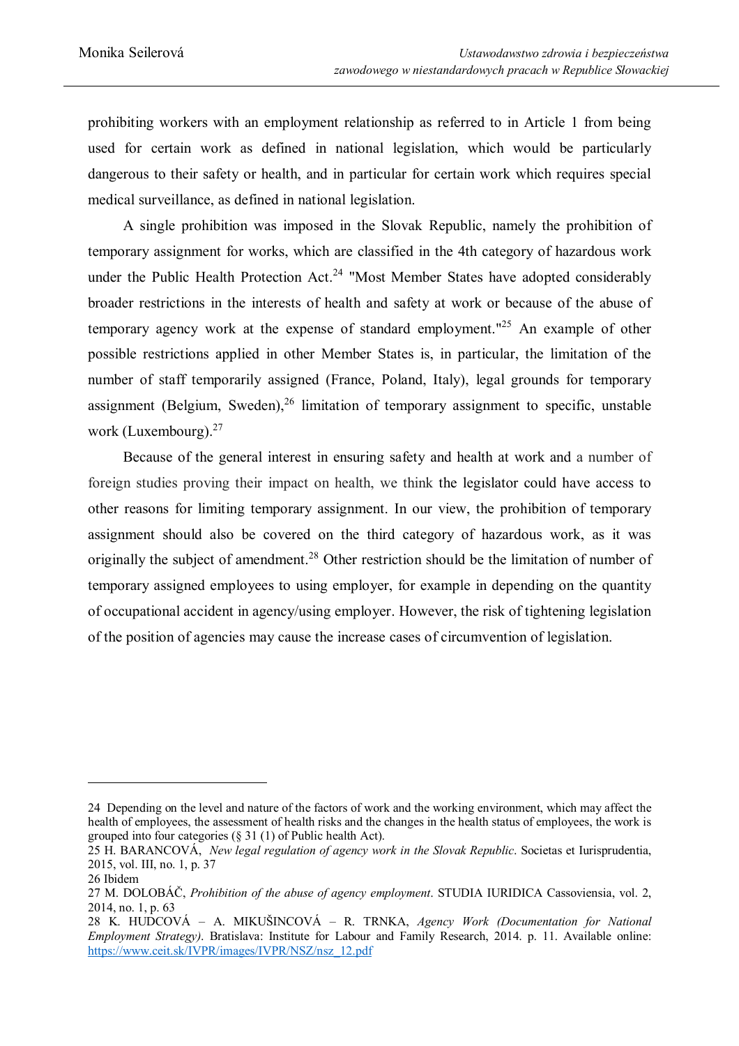prohibiting workers with an employment relationship as referred to in Article 1 from being used for certain work as defined in national legislation, which would be particularly dangerous to their safety or health, and in particular for certain work which requires special medical surveillance, as defined in national legislation.

A single prohibition was imposed in the Slovak Republic, namely the prohibition of temporary assignment for works, which are classified in the 4th category of hazardous work under the Public Health Protection Act.[24] "Most Member States have adopted considerably broader restrictions in the interests of health and safety at work or because of the abuse of temporary agency work at the expense of standard employment."[25] An example of other possible restrictions applied in other Member States is, in particular, the limitation of the number of staff temporarily assigned (France, Poland, Italy), legal grounds for temporary assignment (Belgium, Sweden),[26] limitation of temporary assignment to specific, unstable work (Luxembourg).[27]

Because of the general interest in ensuring safety and health at work and a number of foreign studies proving their impact on health, we think the legislator could have access to other reasons for limiting temporary assignment. In our view, the prohibition of temporary assignment should also be covered on the third category of hazardous work, as it was originally the subject of amendment.[28] Other restriction should be the limitation of number of temporary assigned employees to using employer, for example in depending on the quantity of occupational accident in agency/using employer. However, the risk of tightening legislation of the position of agencies may cause the increase cases of circumvention of legislation.

---

24 Depending on the level and nature of the factors of work and the working environment, which may affect the health of employees, the assessment of health risks and the changes in the health status of employees, the work is grouped into four categories (§ 31 (1) of Public health Act).

25 H. BARANCOVÁ, *New legal regulation of agency work in the Slovak Republic*. Societas et Iurisprudentia, 2015, vol. III, no. 1, p. 37

26 Ibidem

27 M. DOLOBÁČ, *Prohibition of the abuse of agency employment*. STUDIA IURIDICA Cassoviensia, vol. 2, 2014, no. 1, p. 63

28 K. HUDCOVÁ – A. MIKUŠINCOVÁ – R. TRNKA, *Agency Work (Documentation for National Employment Strategy)*. Bratislava: Institute for Labour and Family Research, 2014. p. 11. Available online: https://www.ceit.sk/IVPR/images/IVPR/NSZ/nsz_12.pdf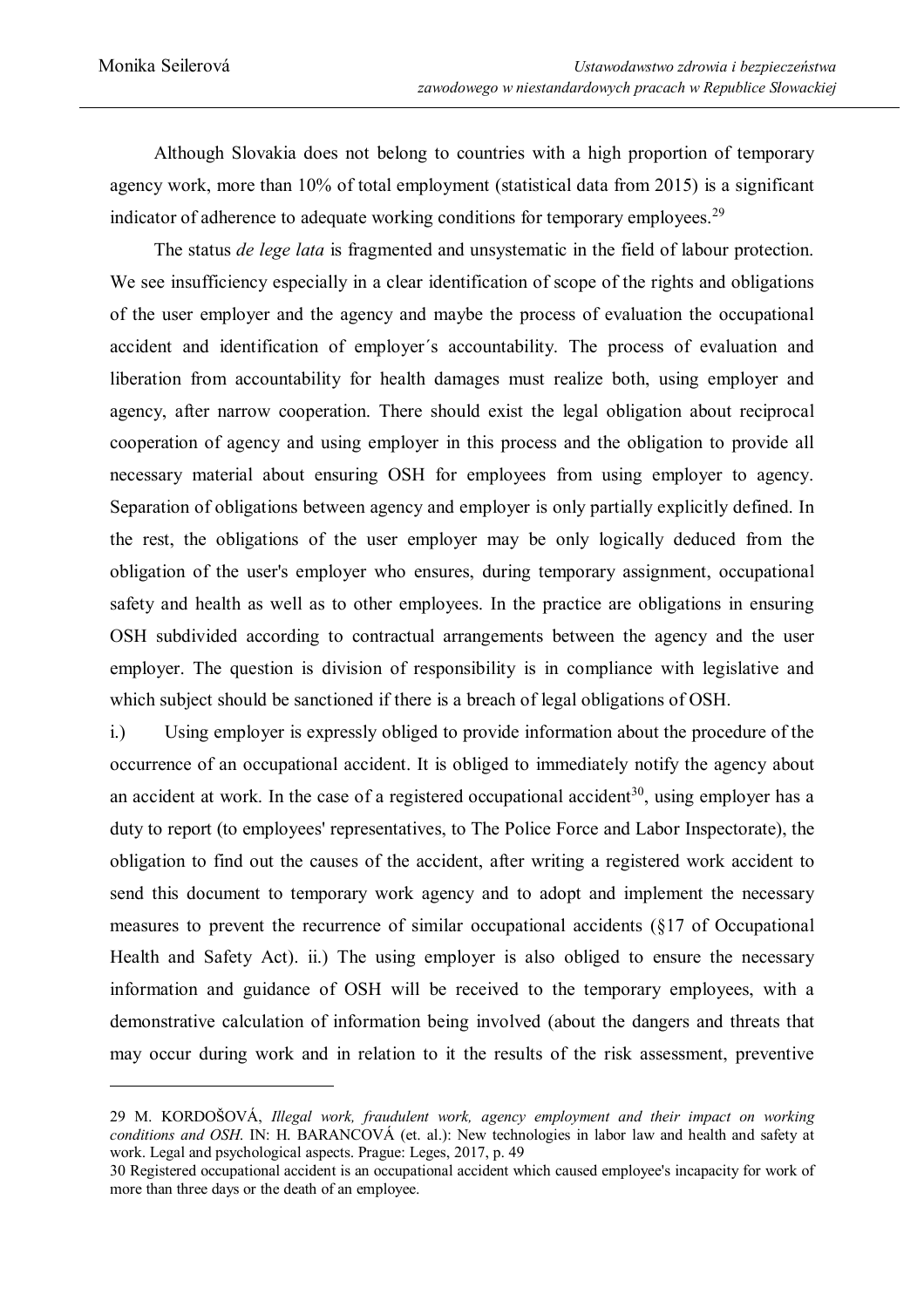Although Slovakia does not belong to countries with a high proportion of temporary agency work, more than 10% of total employment (statistical data from 2015) is a significant indicator of adherence to adequate working conditions for temporary employees.[29]

The status *de lege lata* is fragmented and unsystematic in the field of labour protection. We see insufficiency especially in a clear identification of scope of the rights and obligations of the user employer and the agency and maybe the process of evaluation the occupational accident and identification of employer´s accountability. The process of evaluation and liberation from accountability for health damages must realize both, using employer and agency, after narrow cooperation. There should exist the legal obligation about reciprocal cooperation of agency and using employer in this process and the obligation to provide all necessary material about ensuring OSH for employees from using employer to agency. Separation of obligations between agency and employer is only partially explicitly defined. In the rest, the obligations of the user employer may be only logically deduced from the obligation of the user's employer who ensures, during temporary assignment, occupational safety and health as well as to other employees. In the practice are obligations in ensuring OSH subdivided according to contractual arrangements between the agency and the user employer. The question is division of responsibility is in compliance with legislative and which subject should be sanctioned if there is a breach of legal obligations of OSH.

i.) Using employer is expressly obliged to provide information about the procedure of the occurrence of an occupational accident. It is obliged to immediately notify the agency about an accident at work. In the case of a registered occupational accident[30], using employer has a duty to report (to employees' representatives, to The Police Force and Labor Inspectorate), the obligation to find out the causes of the accident, after writing a registered work accident to send this document to temporary work agency and to adopt and implement the necessary measures to prevent the recurrence of similar occupational accidents (§17 of Occupational Health and Safety Act). ii.) The using employer is also obliged to ensure the necessary information and guidance of OSH will be received to the temporary employees, with a demonstrative calculation of information being involved (about the dangers and threats that may occur during work and in relation to it the results of the risk assessment, preventive

---

29 M. KORDOŠOVÁ, *Illegal work, fraudulent work, agency employment and their impact on working conditions and OSH*. IN: H. BARANCOVÁ (et. al.): New technologies in labor law and health and safety at work. Legal and psychological aspects. Prague: Leges, 2017, p. 49

30 Registered occupational accident is an occupational accident which caused employee's incapacity for work of more than three days or the death of an employee.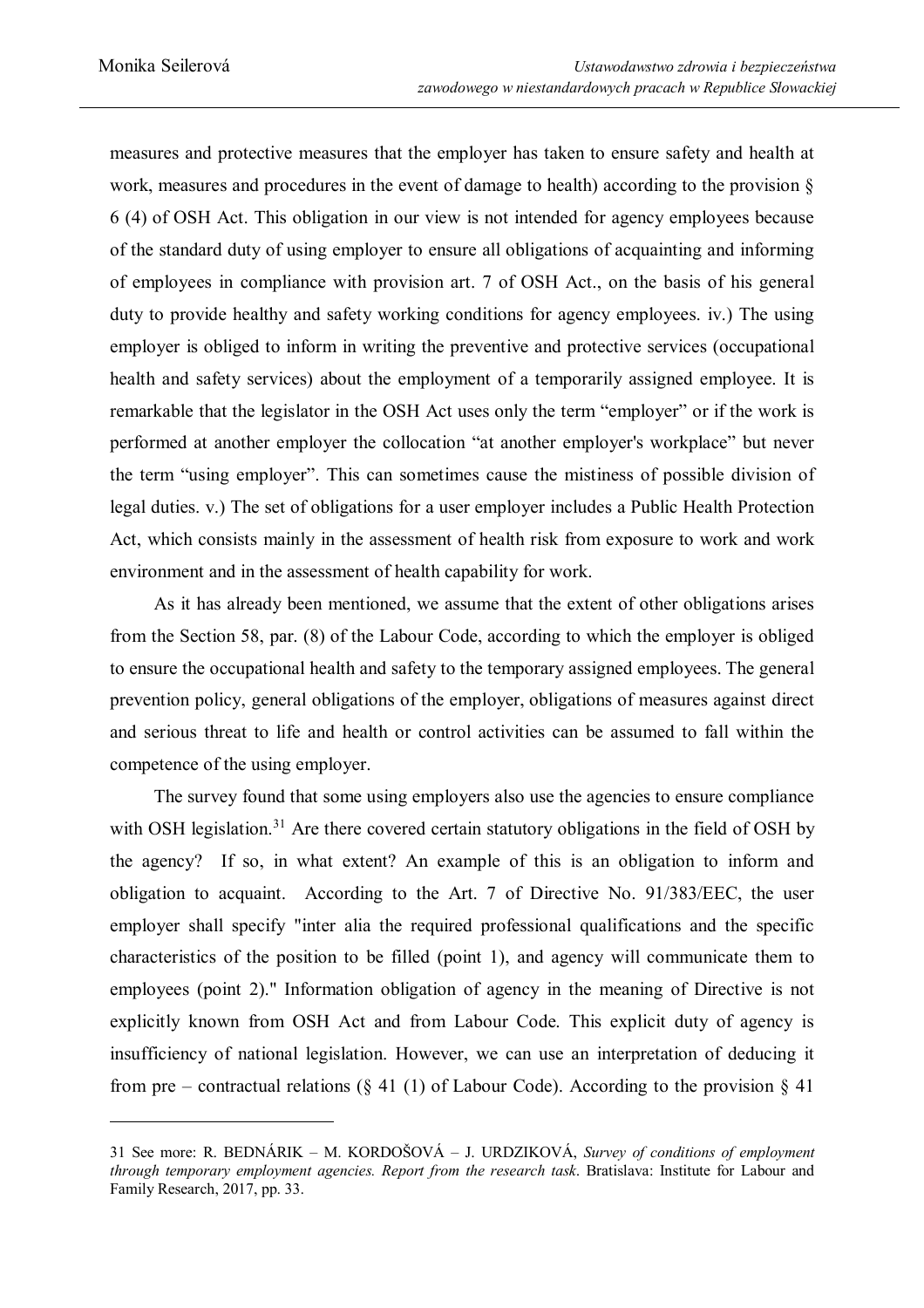measures and protective measures that the employer has taken to ensure safety and health at work, measures and procedures in the event of damage to health) according to the provision § 6 (4) of OSH Act. This obligation in our view is not intended for agency employees because of the standard duty of using employer to ensure all obligations of acquainting and informing of employees in compliance with provision art. 7 of OSH Act., on the basis of his general duty to provide healthy and safety working conditions for agency employees. iv.) The using employer is obliged to inform in writing the preventive and protective services (occupational health and safety services) about the employment of a temporarily assigned employee. It is remarkable that the legislator in the OSH Act uses only the term "employer" or if the work is performed at another employer the collocation "at another employer's workplace" but never the term "using employer". This can sometimes cause the mistiness of possible division of legal duties. v.) The set of obligations for a user employer includes a Public Health Protection Act, which consists mainly in the assessment of health risk from exposure to work and work environment and in the assessment of health capability for work.

As it has already been mentioned, we assume that the extent of other obligations arises from the Section 58, par. (8) of the Labour Code, according to which the employer is obliged to ensure the occupational health and safety to the temporary assigned employees. The general prevention policy, general obligations of the employer, obligations of measures against direct and serious threat to life and health or control activities can be assumed to fall within the competence of the using employer.

The survey found that some using employers also use the agencies to ensure compliance with OSH legislation.[31] Are there covered certain statutory obligations in the field of OSH by the agency? If so, in what extent? An example of this is an obligation to inform and obligation to acquaint. According to the Art. 7 of Directive No. 91/383/EEC, the user employer shall specify "inter alia the required professional qualifications and the specific characteristics of the position to be filled (point 1), and agency will communicate them to employees (point 2)." Information obligation of agency in the meaning of Directive is not explicitly known from OSH Act and from Labour Code. This explicit duty of agency is insufficiency of national legislation. However, we can use an interpretation of deducing it from pre – contractual relations (§ 41 (1) of Labour Code). According to the provision § 41

---

31 See more: R. BEDNÁRIK – M. KORDOŠOVÁ – J. URDZIKOVÁ, *Survey of conditions of employment through temporary employment agencies. Report from the research task*. Bratislava: Institute for Labour and Family Research, 2017, pp. 33.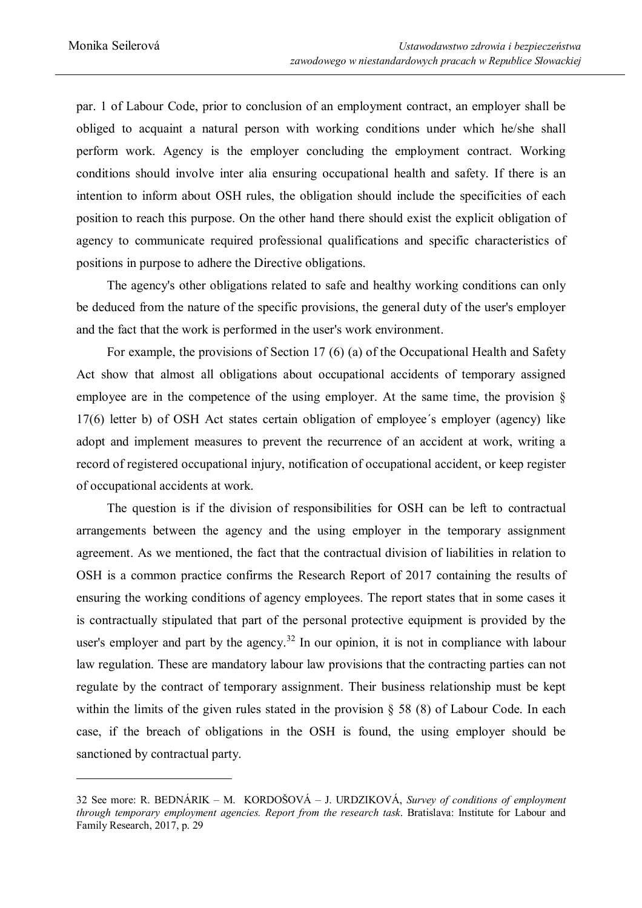par. 1 of Labour Code, prior to conclusion of an employment contract, an employer shall be obliged to acquaint a natural person with working conditions under which he/she shall perform work. Agency is the employer concluding the employment contract. Working conditions should involve inter alia ensuring occupational health and safety. If there is an intention to inform about OSH rules, the obligation should include the specificities of each position to reach this purpose. On the other hand there should exist the explicit obligation of agency to communicate required professional qualifications and specific characteristics of positions in purpose to adhere the Directive obligations.

The agency's other obligations related to safe and healthy working conditions can only be deduced from the nature of the specific provisions, the general duty of the user's employer and the fact that the work is performed in the user's work environment.

For example, the provisions of Section 17 (6) (a) of the Occupational Health and Safety Act show that almost all obligations about occupational accidents of temporary assigned employee are in the competence of the using employer. At the same time, the provision § 17(6) letter b) of OSH Act states certain obligation of employee´s employer (agency) like adopt and implement measures to prevent the recurrence of an accident at work, writing a record of registered occupational injury, notification of occupational accident, or keep register of occupational accidents at work.

The question is if the division of responsibilities for OSH can be left to contractual arrangements between the agency and the using employer in the temporary assignment agreement. As we mentioned, the fact that the contractual division of liabilities in relation to OSH is a common practice confirms the Research Report of 2017 containing the results of ensuring the working conditions of agency employees. The report states that in some cases it is contractually stipulated that part of the personal protective equipment is provided by the user's employer and part by the agency.[32] In our opinion, it is not in compliance with labour law regulation. These are mandatory labour law provisions that the contracting parties can not regulate by the contract of temporary assignment. Their business relationship must be kept within the limits of the given rules stated in the provision § 58 (8) of Labour Code. In each case, if the breach of obligations in the OSH is found, the using employer should be sanctioned by contractual party.

---

32 See more: R. BEDNÁRIK – M. KORDOŠOVÁ – J. URDZIKOVÁ, *Survey of conditions of employment through temporary employment agencies. Report from the research task*. Bratislava: Institute for Labour and Family Research, 2017, p. 29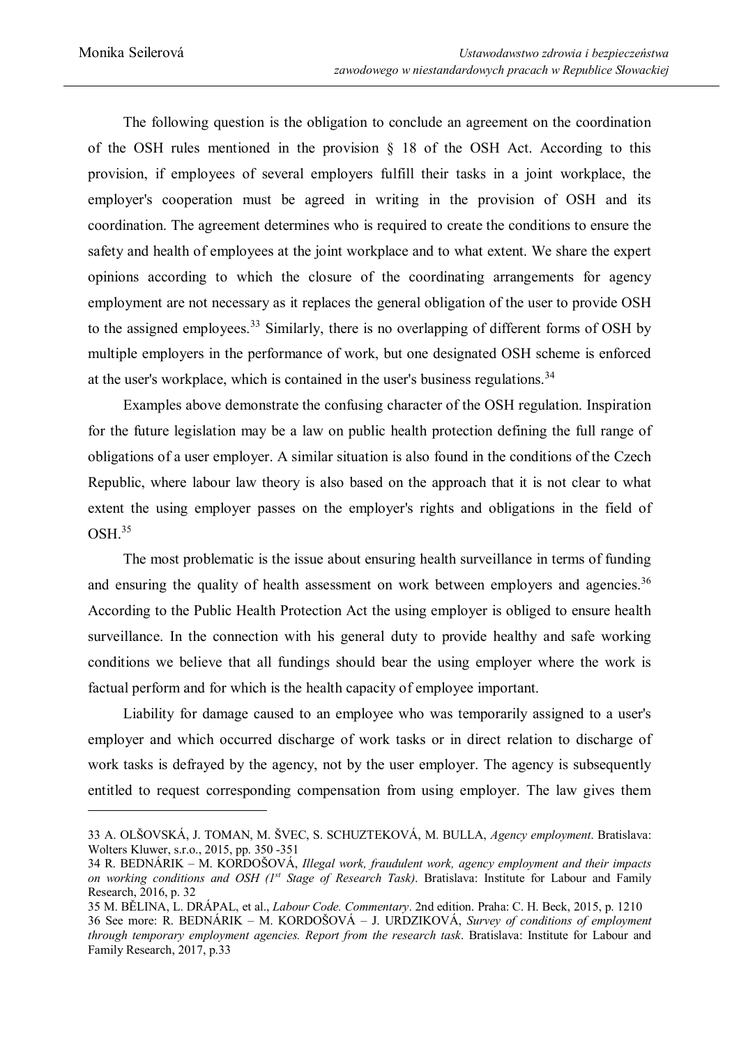The following question is the obligation to conclude an agreement on the coordination of the OSH rules mentioned in the provision § 18 of the OSH Act. According to this provision, if employees of several employers fulfill their tasks in a joint workplace, the employer's cooperation must be agreed in writing in the provision of OSH and its coordination. The agreement determines who is required to create the conditions to ensure the safety and health of employees at the joint workplace and to what extent. We share the expert opinions according to which the closure of the coordinating arrangements for agency employment are not necessary as it replaces the general obligation of the user to provide OSH to the assigned employees.[33] Similarly, there is no overlapping of different forms of OSH by multiple employers in the performance of work, but one designated OSH scheme is enforced at the user's workplace, which is contained in the user's business regulations.[34]

Examples above demonstrate the confusing character of the OSH regulation. Inspiration for the future legislation may be a law on public health protection defining the full range of obligations of a user employer. A similar situation is also found in the conditions of the Czech Republic, where labour law theory is also based on the approach that it is not clear to what extent the using employer passes on the employer's rights and obligations in the field of OSH.[35]

The most problematic is the issue about ensuring health surveillance in terms of funding and ensuring the quality of health assessment on work between employers and agencies.[36] According to the Public Health Protection Act the using employer is obliged to ensure health surveillance. In the connection with his general duty to provide healthy and safe working conditions we believe that all fundings should bear the using employer where the work is factual perform and for which is the health capacity of employee important.

Liability for damage caused to an employee who was temporarily assigned to a user's employer and which occurred discharge of work tasks or in direct relation to discharge of work tasks is defrayed by the agency, not by the user employer. The agency is subsequently entitled to request corresponding compensation from using employer. The law gives them

---

33 A. OLŠOVSKÁ, J. TOMAN, M. ŠVEC, S. SCHUZTEKOVÁ, M. BULLA, *Agency employment*. Bratislava: Wolters Kluwer, s.r.o., 2015, pp. 350 -351

34 R. BEDNÁRIK – M. KORDOŠOVÁ, *Illegal work, fraudulent work, agency employment and their impacts on working conditions and OSH (1st Stage of Research Task)*. Bratislava: Institute for Labour and Family Research, 2016, p. 32

35 M. BĚLINA, L. DRÁPAL, et al., *Labour Code. Commentary*. 2nd edition. Praha: C. H. Beck, 2015, p. 1210

36 See more: R. BEDNÁRIK – M. KORDOŠOVÁ – J. URDZIKOVÁ, *Survey of conditions of employment through temporary employment agencies. Report from the research task*. Bratislava: Institute for Labour and Family Research, 2017, p.33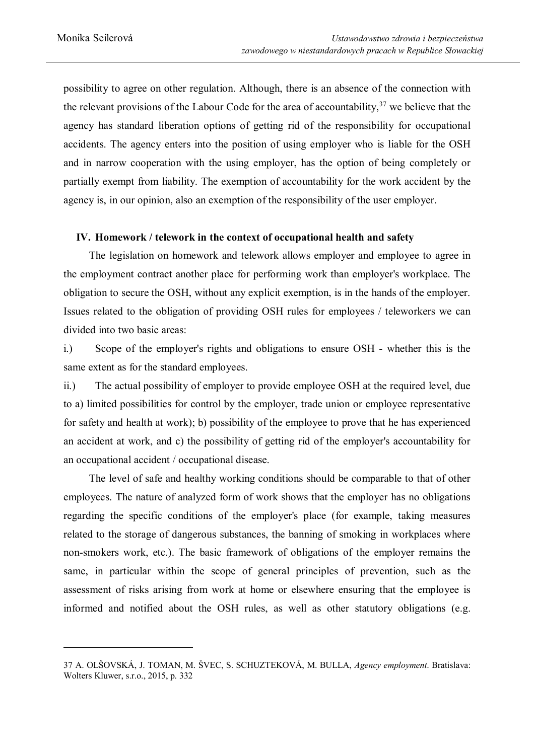possibility to agree on other regulation. Although, there is an absence of the connection with the relevant provisions of the Labour Code for the area of accountability,[37] we believe that the agency has standard liberation options of getting rid of the responsibility for occupational accidents. The agency enters into the position of using employer who is liable for the OSH and in narrow cooperation with the using employer, has the option of being completely or partially exempt from liability. The exemption of accountability for the work accident by the agency is, in our opinion, also an exemption of the responsibility of the user employer.

## IV. Homework / telework in the context of occupational health and safety

The legislation on homework and telework allows employer and employee to agree in the employment contract another place for performing work than employer's workplace. The obligation to secure the OSH, without any explicit exemption, is in the hands of the employer. Issues related to the obligation of providing OSH rules for employees / teleworkers we can divided into two basic areas:

i.) Scope of the employer's rights and obligations to ensure OSH - whether this is the same extent as for the standard employees.

ii.) The actual possibility of employer to provide employee OSH at the required level, due to a) limited possibilities for control by the employer, trade union or employee representative for safety and health at work); b) possibility of the employee to prove that he has experienced an accident at work, and c) the possibility of getting rid of the employer's accountability for an occupational accident / occupational disease.

The level of safe and healthy working conditions should be comparable to that of other employees. The nature of analyzed form of work shows that the employer has no obligations regarding the specific conditions of the employer's place (for example, taking measures related to the storage of dangerous substances, the banning of smoking in workplaces where non-smokers work, etc.). The basic framework of obligations of the employer remains the same, in particular within the scope of general principles of prevention, such as the assessment of risks arising from work at home or elsewhere ensuring that the employee is informed and notified about the OSH rules, as well as other statutory obligations (e.g.

---

37 A. OLŠOVSKÁ, J. TOMAN, M. ŠVEC, S. SCHUZTEKOVÁ, M. BULLA, *Agency employment*. Bratislava: Wolters Kluwer, s.r.o., 2015, p. 332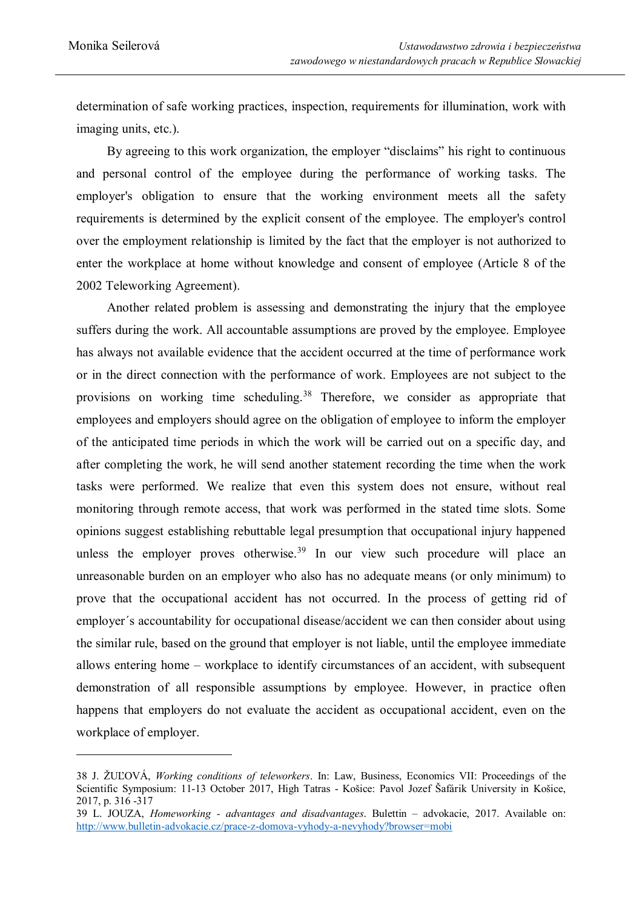determination of safe working practices, inspection, requirements for illumination, work with imaging units, etc.).

By agreeing to this work organization, the employer "disclaims" his right to continuous and personal control of the employee during the performance of working tasks. The employer's obligation to ensure that the working environment meets all the safety requirements is determined by the explicit consent of the employee. The employer's control over the employment relationship is limited by the fact that the employer is not authorized to enter the workplace at home without knowledge and consent of employee (Article 8 of the 2002 Teleworking Agreement).

Another related problem is assessing and demonstrating the injury that the employee suffers during the work. All accountable assumptions are proved by the employee. Employee has always not available evidence that the accident occurred at the time of performance work or in the direct connection with the performance of work. Employees are not subject to the provisions on working time scheduling.[38] Therefore, we consider as appropriate that employees and employers should agree on the obligation of employee to inform the employer of the anticipated time periods in which the work will be carried out on a specific day, and after completing the work, he will send another statement recording the time when the work tasks were performed. We realize that even this system does not ensure, without real monitoring through remote access, that work was performed in the stated time slots. Some opinions suggest establishing rebuttable legal presumption that occupational injury happened unless the employer proves otherwise.[39] In our view such procedure will place an unreasonable burden on an employer who also has no adequate means (or only minimum) to prove that the occupational accident has not occurred. In the process of getting rid of employer´s accountability for occupational disease/accident we can then consider about using the similar rule, based on the ground that employer is not liable, until the employee immediate allows entering home – workplace to identify circumstances of an accident, with subsequent demonstration of all responsible assumptions by employee. However, in practice often happens that employers do not evaluate the accident as occupational accident, even on the workplace of employer.

---

38 J. ŽUĽOVÁ, *Working conditions of teleworkers*. In: Law, Business, Economics VII: Proceedings of the Scientific Symposium: 11-13 October 2017, High Tatras - Košice: Pavol Jozef Šafárik University in Košice, 2017, p. 316 -317

39 L. JOUZA, *Homeworking - advantages and disadvantages*. Bulettin – advokacie, 2017. Available on: http://www.bulletin-advokacie.cz/prace-z-domova-vyhody-a-nevyhody?browser=mobi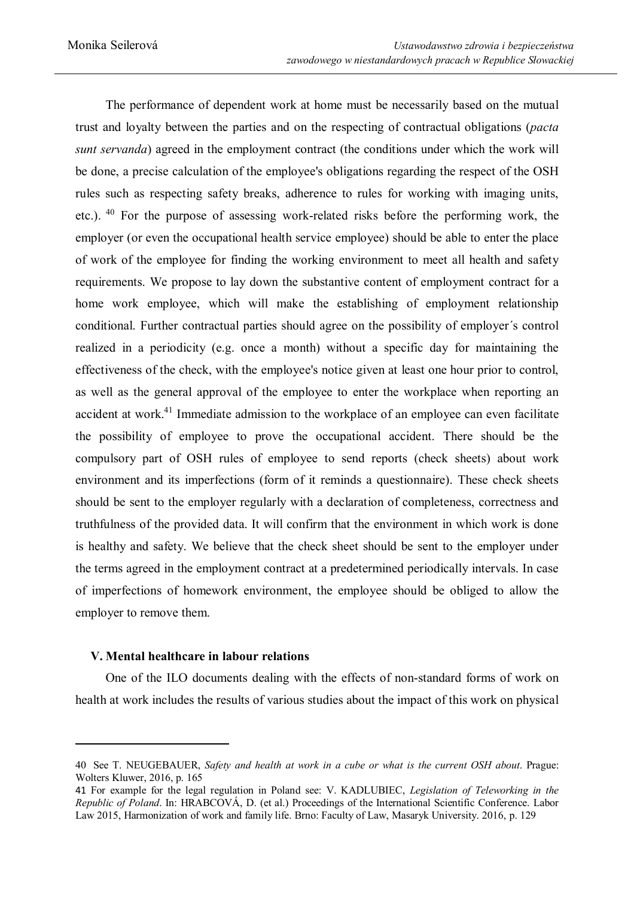The performance of dependent work at home must be necessarily based on the mutual trust and loyalty between the parties and on the respecting of contractual obligations (*pacta sunt servanda*) agreed in the employment contract (the conditions under which the work will be done, a precise calculation of the employee's obligations regarding the respect of the OSH rules such as respecting safety breaks, adherence to rules for working with imaging units, etc.). [40] For the purpose of assessing work-related risks before the performing work, the employer (or even the occupational health service employee) should be able to enter the place of work of the employee for finding the working environment to meet all health and safety requirements. We propose to lay down the substantive content of employment contract for a home work employee, which will make the establishing of employment relationship conditional. Further contractual parties should agree on the possibility of employer´s control realized in a periodicity (e.g. once a month) without a specific day for maintaining the effectiveness of the check, with the employee's notice given at least one hour prior to control, as well as the general approval of the employee to enter the workplace when reporting an accident at work.[41] Immediate admission to the workplace of an employee can even facilitate the possibility of employee to prove the occupational accident. There should be the compulsory part of OSH rules of employee to send reports (check sheets) about work environment and its imperfections (form of it reminds a questionnaire). These check sheets should be sent to the employer regularly with a declaration of completeness, correctness and truthfulness of the provided data. It will confirm that the environment in which work is done is healthy and safety. We believe that the check sheet should be sent to the employer under the terms agreed in the employment contract at a predetermined periodically intervals. In case of imperfections of homework environment, the employee should be obliged to allow the employer to remove them.

### V. Mental healthcare in labour relations

One of the ILO documents dealing with the effects of non-standard forms of work on health at work includes the results of various studies about the impact of this work on physical

---

40 See T. NEUGEBAUER, *Safety and health at work in a cube or what is the current OSH about*. Prague: Wolters Kluwer, 2016, p. 165

41 For example for the legal regulation in Poland see: V. KADLUBIEC, *Legislation of Teleworking in the Republic of Poland*. In: HRABCOVÁ, D. (et al.) Proceedings of the International Scientific Conference. Labor Law 2015, Harmonization of work and family life. Brno: Faculty of Law, Masaryk University. 2016, p. 129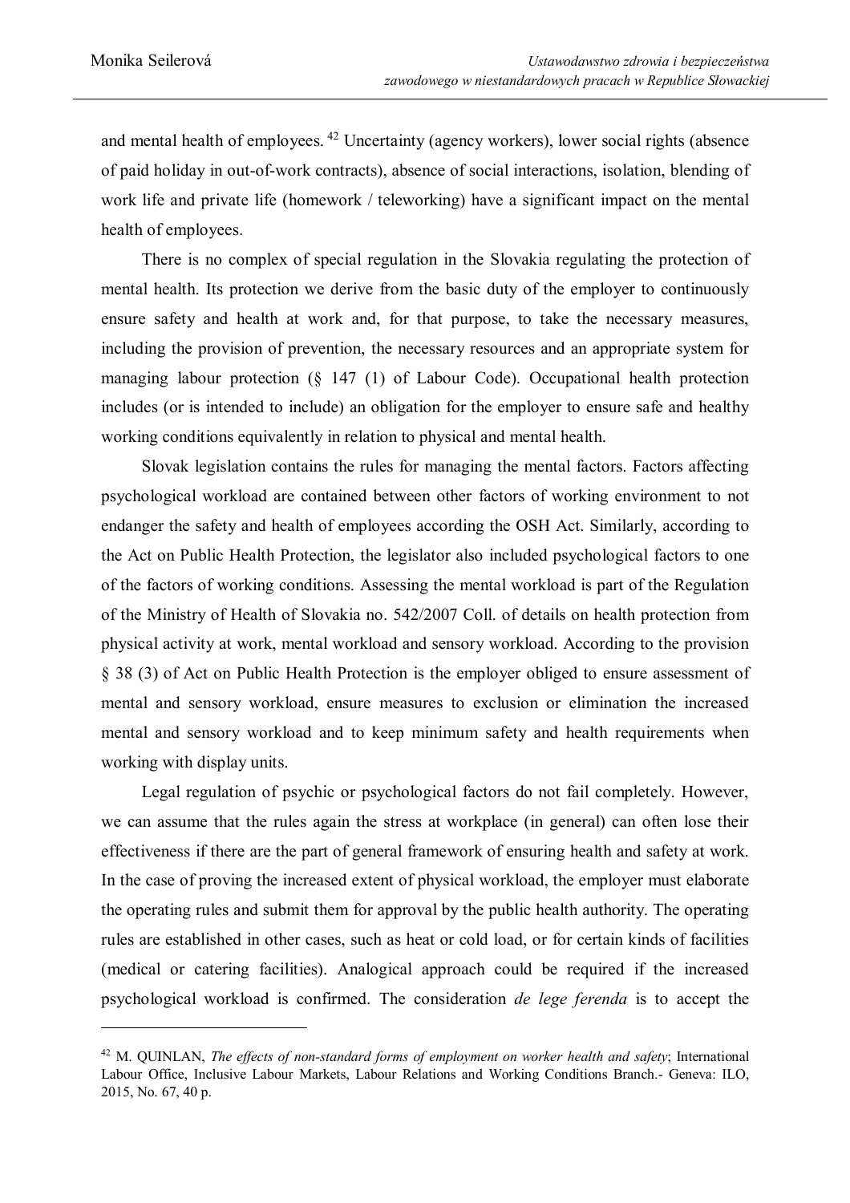and mental health of employees.[42] Uncertainty (agency workers), lower social rights (absence of paid holiday in out-of-work contracts), absence of social interactions, isolation, blending of work life and private life (homework / teleworking) have a significant impact on the mental health of employees.

There is no complex of special regulation in the Slovakia regulating the protection of mental health. Its protection we derive from the basic duty of the employer to continuously ensure safety and health at work and, for that purpose, to take the necessary measures, including the provision of prevention, the necessary resources and an appropriate system for managing labour protection (§ 147 (1) of Labour Code). Occupational health protection includes (or is intended to include) an obligation for the employer to ensure safe and healthy working conditions equivalently in relation to physical and mental health.

Slovak legislation contains the rules for managing the mental factors. Factors affecting psychological workload are contained between other factors of working environment to not endanger the safety and health of employees according the OSH Act. Similarly, according to the Act on Public Health Protection, the legislator also included psychological factors to one of the factors of working conditions. Assessing the mental workload is part of the Regulation of the Ministry of Health of Slovakia no. 542/2007 Coll. of details on health protection from physical activity at work, mental workload and sensory workload. According to the provision § 38 (3) of Act on Public Health Protection is the employer obliged to ensure assessment of mental and sensory workload, ensure measures to exclusion or elimination the increased mental and sensory workload and to keep minimum safety and health requirements when working with display units.

Legal regulation of psychic or psychological factors do not fail completely. However, we can assume that the rules again the stress at workplace (in general) can often lose their effectiveness if there are the part of general framework of ensuring health and safety at work. In the case of proving the increased extent of physical workload, the employer must elaborate the operating rules and submit them for approval by the public health authority. The operating rules are established in other cases, such as heat or cold load, or for certain kinds of facilities (medical or catering facilities). Analogical approach could be required if the increased psychological workload is confirmed. The consideration *de lege ferenda* is to accept the

---

[42] M. QUINLAN, *The effects of non-standard forms of employment on worker health and safety*; International Labour Office, Inclusive Labour Markets, Labour Relations and Working Conditions Branch.- Geneva: ILO, 2015, No. 67, 40 p.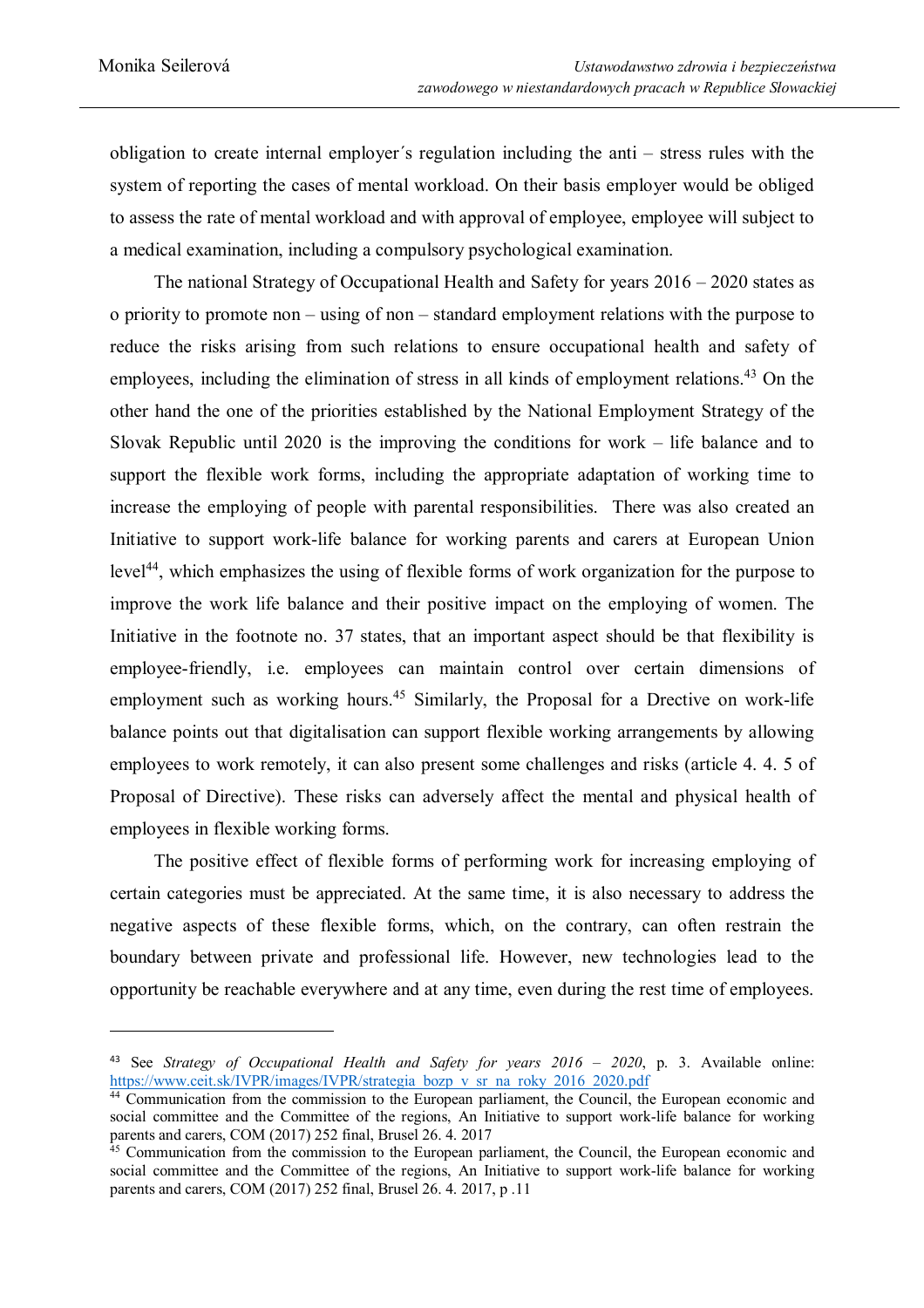obligation to create internal employer´s regulation including the anti – stress rules with the system of reporting the cases of mental workload. On their basis employer would be obliged to assess the rate of mental workload and with approval of employee, employee will subject to a medical examination, including a compulsory psychological examination.

The national Strategy of Occupational Health and Safety for years 2016 – 2020 states as o priority to promote non – using of non – standard employment relations with the purpose to reduce the risks arising from such relations to ensure occupational health and safety of employees, including the elimination of stress in all kinds of employment relations.[43] On the other hand the one of the priorities established by the National Employment Strategy of the Slovak Republic until 2020 is the improving the conditions for work – life balance and to support the flexible work forms, including the appropriate adaptation of working time to increase the employing of people with parental responsibilities. There was also created an Initiative to support work-life balance for working parents and carers at European Union level[44], which emphasizes the using of flexible forms of work organization for the purpose to improve the work life balance and their positive impact on the employing of women. The Initiative in the footnote no. 37 states, that an important aspect should be that flexibility is employee-friendly, i.e. employees can maintain control over certain dimensions of employment such as working hours.[45] Similarly, the Proposal for a Drective on work-life balance points out that digitalisation can support flexible working arrangements by allowing employees to work remotely, it can also present some challenges and risks (article 4. 4. 5 of Proposal of Directive). These risks can adversely affect the mental and physical health of employees in flexible working forms.

The positive effect of flexible forms of performing work for increasing employing of certain categories must be appreciated. At the same time, it is also necessary to address the negative aspects of these flexible forms, which, on the contrary, can often restrain the boundary between private and professional life. However, new technologies lead to the opportunity be reachable everywhere and at any time, even during the rest time of employees.

---

[43] See *Strategy of Occupational Health and Safety for years 2016 – 2020*, p. 3. Available online: https://www.ceit.sk/IVPR/images/IVPR/strategia_bozp_v_sr_na_roky_2016_2020.pdf

[44] Communication from the commission to the European parliament, the Council, the European economic and social committee and the Committee of the regions, An Initiative to support work-life balance for working parents and carers, COM (2017) 252 final, Brusel 26. 4. 2017

[45] Communication from the commission to the European parliament, the Council, the European economic and social committee and the Committee of the regions, An Initiative to support work-life balance for working parents and carers, COM (2017) 252 final, Brusel 26. 4. 2017, p .11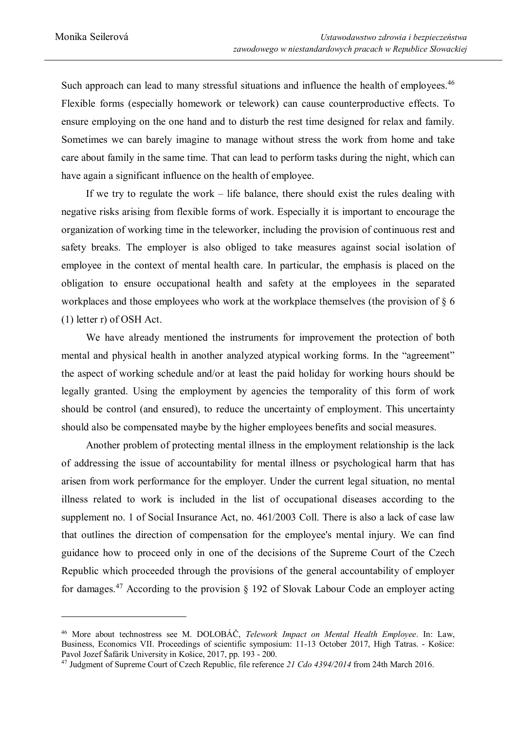Such approach can lead to many stressful situations and influence the health of employees.[46] Flexible forms (especially homework or telework) can cause counterproductive effects. To ensure employing on the one hand and to disturb the rest time designed for relax and family. Sometimes we can barely imagine to manage without stress the work from home and take care about family in the same time. That can lead to perform tasks during the night, which can have again a significant influence on the health of employee.

If we try to regulate the work – life balance, there should exist the rules dealing with negative risks arising from flexible forms of work. Especially it is important to encourage the organization of working time in the teleworker, including the provision of continuous rest and safety breaks. The employer is also obliged to take measures against social isolation of employee in the context of mental health care. In particular, the emphasis is placed on the obligation to ensure occupational health and safety at the employees in the separated workplaces and those employees who work at the workplace themselves (the provision of § 6 (1) letter r) of OSH Act.

We have already mentioned the instruments for improvement the protection of both mental and physical health in another analyzed atypical working forms. In the "agreement" the aspect of working schedule and/or at least the paid holiday for working hours should be legally granted. Using the employment by agencies the temporality of this form of work should be control (and ensured), to reduce the uncertainty of employment. This uncertainty should also be compensated maybe by the higher employees benefits and social measures.

Another problem of protecting mental illness in the employment relationship is the lack of addressing the issue of accountability for mental illness or psychological harm that has arisen from work performance for the employer. Under the current legal situation, no mental illness related to work is included in the list of occupational diseases according to the supplement no. 1 of Social Insurance Act, no. 461/2003 Coll. There is also a lack of case law that outlines the direction of compensation for the employee's mental injury. We can find guidance how to proceed only in one of the decisions of the Supreme Court of the Czech Republic which proceeded through the provisions of the general accountability of employer for damages.[47] According to the provision § 192 of Slovak Labour Code an employer acting

---

[46] More about technostress see M. DOLOBÁČ, *Telework Impact on Mental Health Employee*. In: Law, Business, Economics VII. Proceedings of scientific symposium: 11-13 October 2017, High Tatras. - Košice: Pavol Jozef Šafárik University in Košice, 2017, pp. 193 - 200.

[47] Judgment of Supreme Court of Czech Republic, file reference *21 Cdo 4394/2014* from 24th March 2016.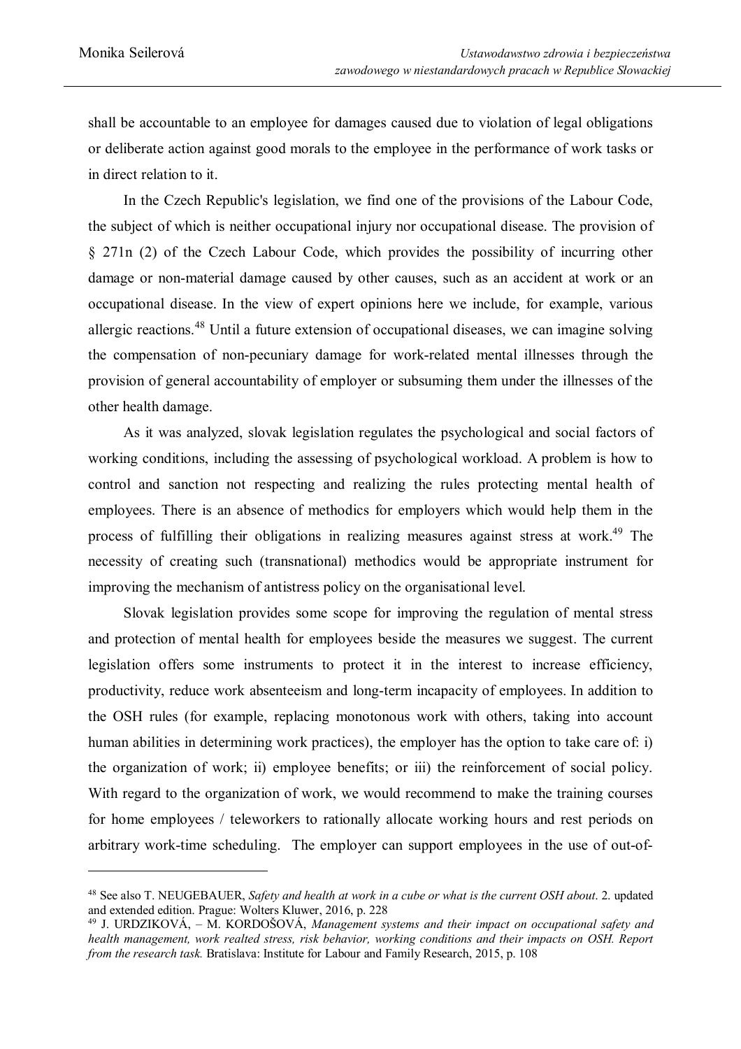shall be accountable to an employee for damages caused due to violation of legal obligations or deliberate action against good morals to the employee in the performance of work tasks or in direct relation to it.

In the Czech Republic's legislation, we find one of the provisions of the Labour Code, the subject of which is neither occupational injury nor occupational disease. The provision of § 271n (2) of the Czech Labour Code, which provides the possibility of incurring other damage or non-material damage caused by other causes, such as an accident at work or an occupational disease. In the view of expert opinions here we include, for example, various allergic reactions.[48] Until a future extension of occupational diseases, we can imagine solving the compensation of non-pecuniary damage for work-related mental illnesses through the provision of general accountability of employer or subsuming them under the illnesses of the other health damage.

As it was analyzed, slovak legislation regulates the psychological and social factors of working conditions, including the assessing of psychological workload. A problem is how to control and sanction not respecting and realizing the rules protecting mental health of employees. There is an absence of methodics for employers which would help them in the process of fulfilling their obligations in realizing measures against stress at work.[49] The necessity of creating such (transnational) methodics would be appropriate instrument for improving the mechanism of antistress policy on the organisational level.

Slovak legislation provides some scope for improving the regulation of mental stress and protection of mental health for employees beside the measures we suggest. The current legislation offers some instruments to protect it in the interest to increase efficiency, productivity, reduce work absenteeism and long-term incapacity of employees. In addition to the OSH rules (for example, replacing monotonous work with others, taking into account human abilities in determining work practices), the employer has the option to take care of: i) the organization of work; ii) employee benefits; or iii) the reinforcement of social policy. With regard to the organization of work, we would recommend to make the training courses for home employees / teleworkers to rationally allocate working hours and rest periods on arbitrary work-time scheduling. The employer can support employees in the use of out-of-

---

[48] See also T. NEUGEBAUER, *Safety and health at work in a cube or what is the current OSH about*. 2. updated and extended edition. Prague: Wolters Kluwer, 2016, p. 228

[49] J. URDZIKOVÁ, – M. KORDOŠOVÁ, *Management systems and their impact on occupational safety and health management, work realted stress, risk behavior, working conditions and their impacts on OSH. Report from the research task.* Bratislava: Institute for Labour and Family Research, 2015, p. 108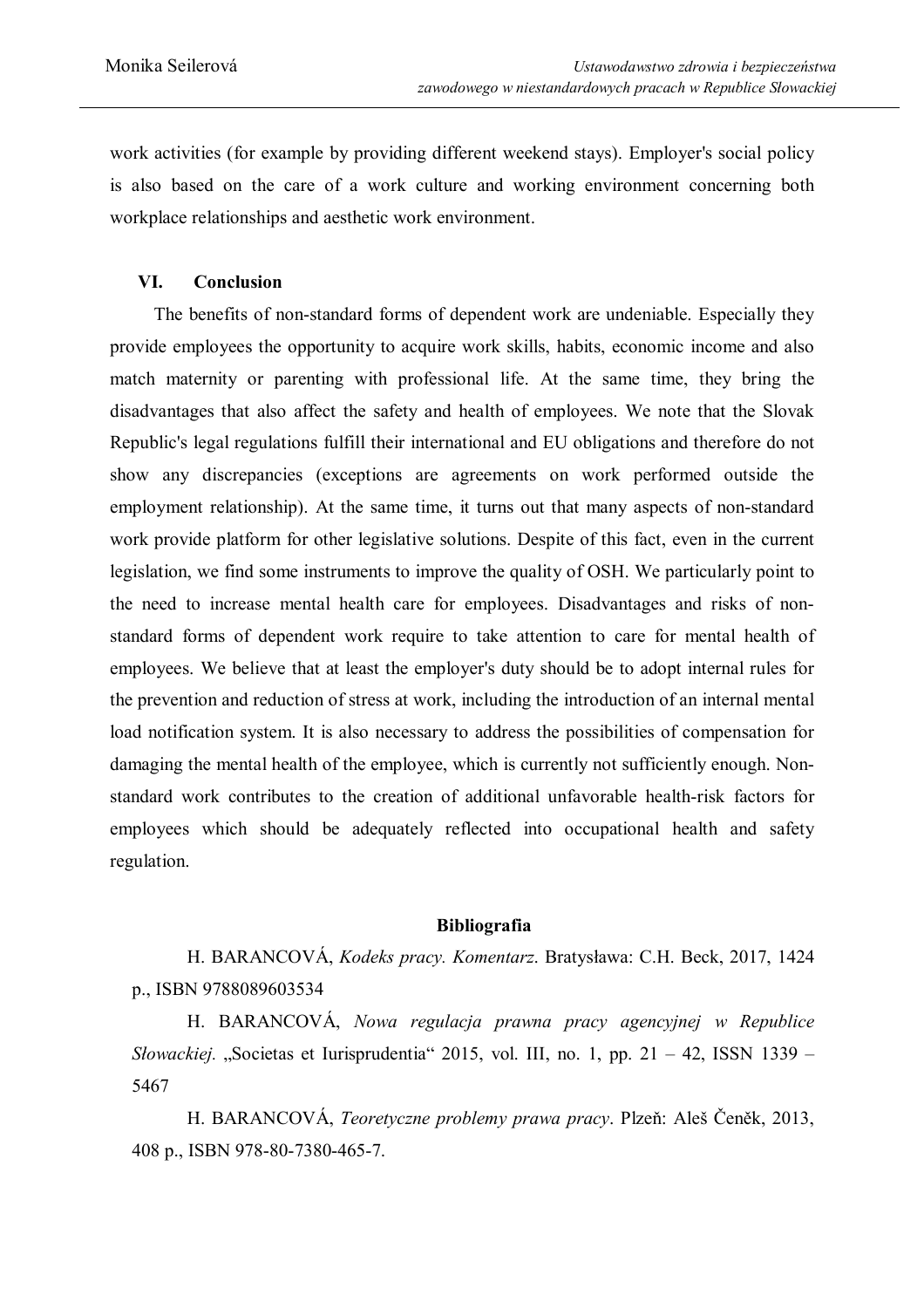work activities (for example by providing different weekend stays). Employer's social policy is also based on the care of a work culture and working environment concerning both workplace relationships and aesthetic work environment.

## VI. Conclusion

The benefits of non-standard forms of dependent work are undeniable. Especially they provide employees the opportunity to acquire work skills, habits, economic income and also match maternity or parenting with professional life. At the same time, they bring the disadvantages that also affect the safety and health of employees. We note that the Slovak Republic's legal regulations fulfill their international and EU obligations and therefore do not show any discrepancies (exceptions are agreements on work performed outside the employment relationship). At the same time, it turns out that many aspects of non-standard work provide platform for other legislative solutions. Despite of this fact, even in the current legislation, we find some instruments to improve the quality of OSH. We particularly point to the need to increase mental health care for employees. Disadvantages and risks of non-standard forms of dependent work require to take attention to care for mental health of employees. We believe that at least the employer's duty should be to adopt internal rules for the prevention and reduction of stress at work, including the introduction of an internal mental load notification system. It is also necessary to address the possibilities of compensation for damaging the mental health of the employee, which is currently not sufficiently enough. Non-standard work contributes to the creation of additional unfavorable health-risk factors for employees which should be adequately reflected into occupational health and safety regulation.

### Bibliografia

H. BARANCOVÁ, *Kodeks pracy. Komentarz*. Bratysława: C.H. Beck, 2017, 1424 p., ISBN 9788089603534

H. BARANCOVÁ, *Nowa regulacja prawna pracy agencyjnej w Republice Słowackiej*. „Societas et Iurisprudentia" 2015, vol. III, no. 1, pp. 21 – 42, ISSN 1339 – 5467

H. BARANCOVÁ, *Teoretyczne problemy prawa pracy*. Plzeň: Aleš Čeněk, 2013, 408 p., ISBN 978-80-7380-465-7.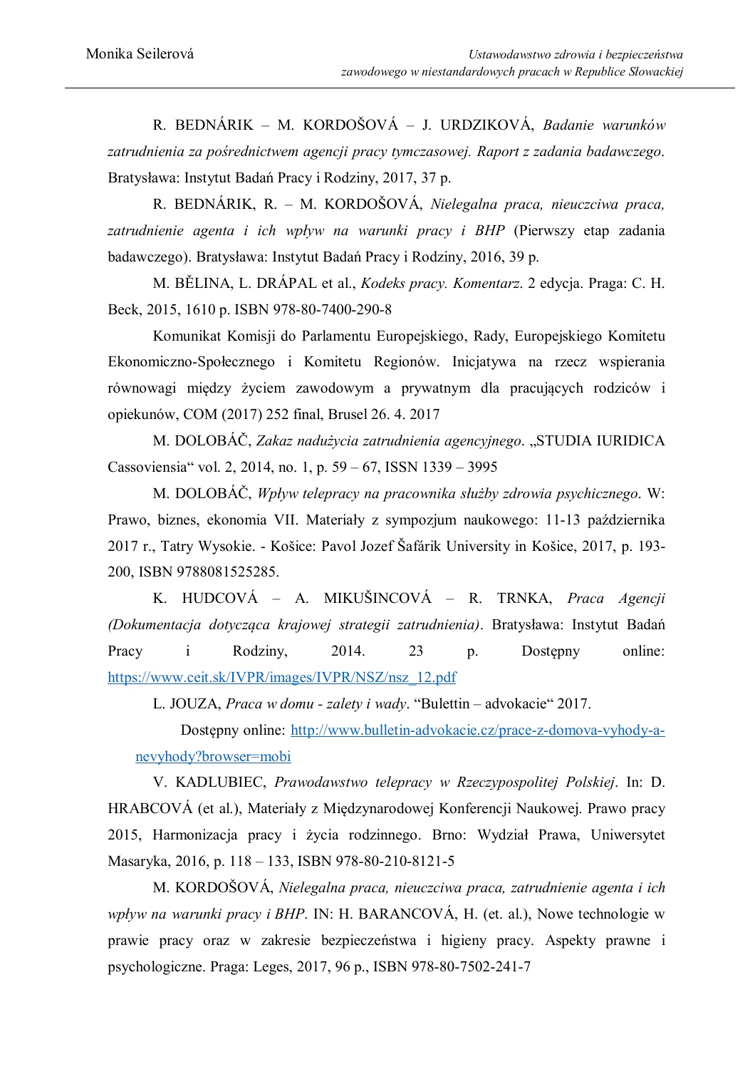R. BEDNÁRIK – M. KORDOŠOVÁ – J. URDZIKOVÁ, *Badanie warunków zatrudnienia za pośrednictwem agencji pracy tymczasowej. Raport z zadania badawczego*. Bratysława: Instytut Badań Pracy i Rodziny, 2017, 37 p.

R. BEDNÁRIK, R. – M. KORDOŠOVÁ, *Nielegalna praca, nieuczciwa praca, zatrudnienie agenta i ich wpływ na warunki pracy i BHP* (Pierwszy etap zadania badawczego). Bratysława: Instytut Badań Pracy i Rodziny, 2016, 39 p.

M. BĚLINA, L. DRÁPAL et al., *Kodeks pracy. Komentarz*. 2 edycja. Praga: C. H. Beck, 2015, 1610 p. ISBN 978-80-7400-290-8

Komunikat Komisji do Parlamentu Europejskiego, Rady, Europejskiego Komitetu Ekonomiczno-Społecznego i Komitetu Regionów. Inicjatywa na rzecz wspierania równowagi między życiem zawodowym a prywatnym dla pracujących rodziców i opiekunów, COM (2017) 252 final, Brusel 26. 4. 2017

M. DOLOBÁČ, *Zakaz nadużycia zatrudnienia agencyjnego*. „STUDIA IURIDICA Cassoviensia" vol. 2, 2014, no. 1, p. 59 – 67, ISSN 1339 – 3995

M. DOLOBÁČ, *Wpływ telepracy na pracownika służby zdrowia psychicznego*. W: Prawo, biznes, ekonomia VII. Materiały z sympozjum naukowego: 11-13 października 2017 r., Tatry Wysokie. - Košice: Pavol Jozef Šafárik University in Košice, 2017, p. 193-200, ISBN 9788081525285.

K. HUDCOVÁ – A. MIKUŠINCOVÁ – R. TRNKA, *Praca Agencji (Dokumentacja dotycząca krajowej strategii zatrudnienia)*. Bratysława: Instytut Badań Pracy i Rodziny, 2014. 23 p. Dostępny online: https://www.ceit.sk/IVPR/images/IVPR/NSZ/nsz_12.pdf

L. JOUZA, *Praca w domu - zalety i wady*. "Bulettin – advokacie" 2017.

Dostępny online: http://www.bulletin-advokacie.cz/prace-z-domova-vyhody-a-nevyhody?browser=mobi

V. KADLUBIEC, *Prawodawstwo telepracy w Rzeczypospolitej Polskiej*. In: D. HRABCOVÁ (et al.), Materiały z Międzynarodowej Konferencji Naukowej. Prawo pracy 2015, Harmonizacja pracy i życia rodzinnego. Brno: Wydział Prawa, Uniwersytet Masaryka, 2016, p. 118 – 133, ISBN 978-80-210-8121-5

M. KORDOŠOVÁ, *Nielegalna praca, nieuczciwa praca, zatrudnienie agenta i ich wpływ na warunki pracy i BHP*. IN: H. BARANCOVÁ, H. (et. al.), Nowe technologie w prawie pracy oraz w zakresie bezpieczeństwa i higieny pracy. Aspekty prawne i psychologiczne. Praga: Leges, 2017, 96 p., ISBN 978-80-7502-241-7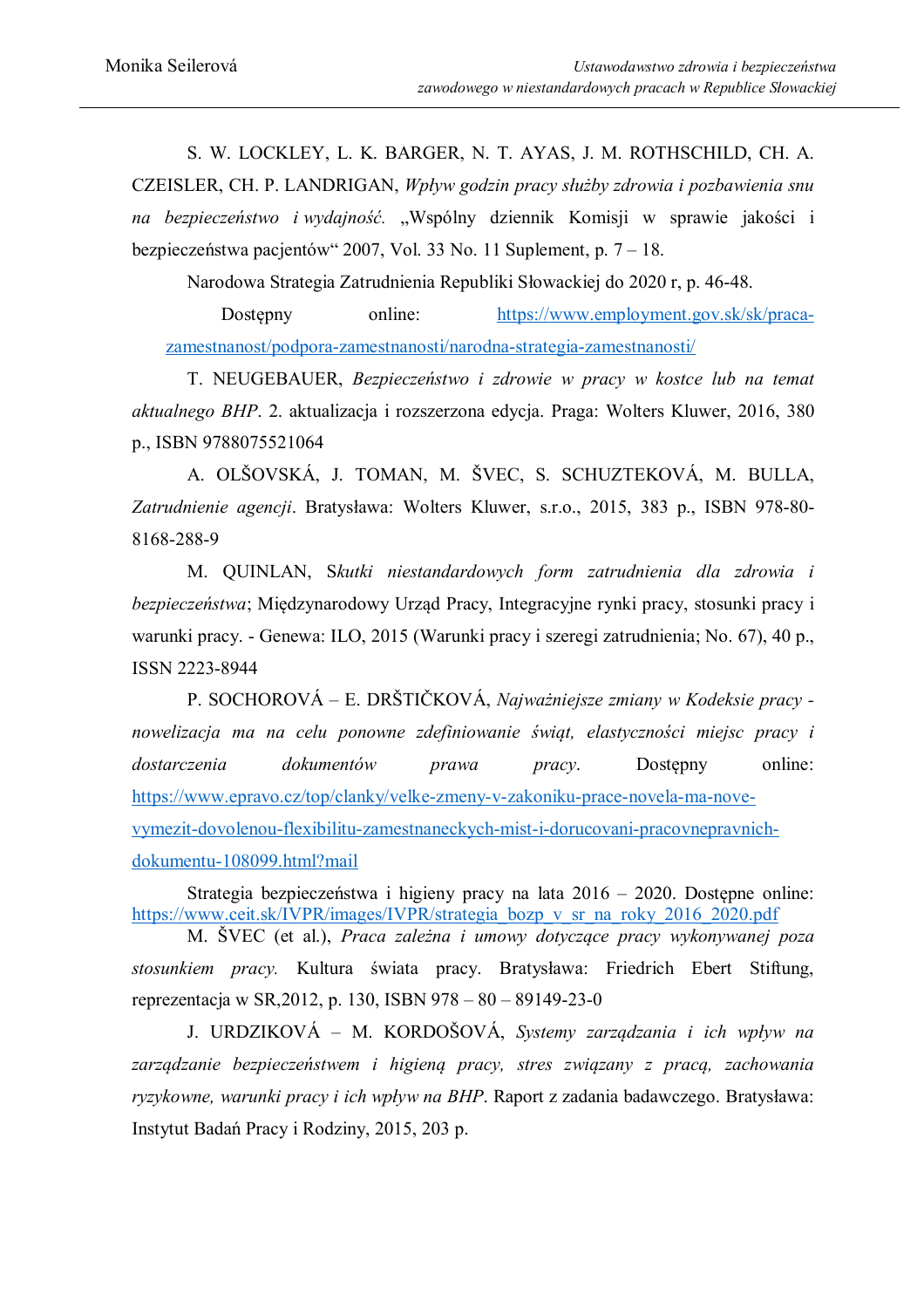S. W. LOCKLEY, L. K. BARGER, N. T. AYAS, J. M. ROTHSCHILD, CH. A. CZEISLER, CH. P. LANDRIGAN, *Wpływ godzin pracy służby zdrowia i pozbawienia snu na bezpieczeństwo i wydajność.* „Wspólny dziennik Komisji w sprawie jakości i bezpieczeństwa pacjentów" 2007, Vol. 33 No. 11 Suplement, p. 7 – 18.

Narodowa Strategia Zatrudnienia Republiki Słowackiej do 2020 r, p. 46-48.

Dostępny online: https://www.employment.gov.sk/sk/praca-zamestnanost/podpora-zamestnanosti/narodna-strategia-zamestnanosti/

T. NEUGEBAUER, *Bezpieczeństwo i zdrowie w pracy w kostce lub na temat aktualnego BHP*. 2. aktualizacja i rozszerzona edycja. Praga: Wolters Kluwer, 2016, 380 p., ISBN 9788075521064

A. OLŠOVSKÁ, J. TOMAN, M. ŠVEC, S. SCHUZTEKOVÁ, M. BULLA, *Zatrudnienie agencji*. Bratysława: Wolters Kluwer, s.r.o., 2015, 383 p., ISBN 978-80-8168-288-9

M. QUINLAN, S*kutki niestandardowych form zatrudnienia dla zdrowia i bezpieczeństwa*; Międzynarodowy Urząd Pracy, Integracyjne rynki pracy, stosunki pracy i warunki pracy. - Genewa: ILO, 2015 (Warunki pracy i szeregi zatrudnienia; No. 67), 40 p., ISSN 2223-8944

P. SOCHOROVÁ – E. DRŠTIČKOVÁ, *Najważniejsze zmiany w Kodeksie pracy - nowelizacja ma na celu ponowne zdefiniowanie świąt, elastyczności miejsc pracy i dostarczenia dokumentów prawa pracy*. Dostępny online: https://www.epravo.cz/top/clanky/velke-zmeny-v-zakoniku-prace-novela-ma-nove-vymezit-dovolenou-flexibilitu-zamestnaneckych-mist-i-dorucovani-pracovnepravnich-dokumentu-108099.html?mail

Strategia bezpieczeństwa i higieny pracy na lata 2016 – 2020. Dostępne online: https://www.ceit.sk/IVPR/images/IVPR/strategia_bozp_v_sr_na_roky_2016_2020.pdf

M. ŠVEC (et al.), *Praca zależna i umowy dotyczące pracy wykonywanej poza stosunkiem pracy.* Kultura świata pracy. Bratysława: Friedrich Ebert Stiftung, reprezentacja w SR,2012, p. 130, ISBN 978 – 80 – 89149-23-0

J. URDZIKOVÁ – M. KORDOŠOVÁ, *Systemy zarządzania i ich wpływ na zarządzanie bezpieczeństwem i higieną pracy, stres związany z pracą, zachowania ryzykowne, warunki pracy i ich wpływ na BHP*. Raport z zadania badawczego. Bratysława: Instytut Badań Pracy i Rodziny, 2015, 203 p.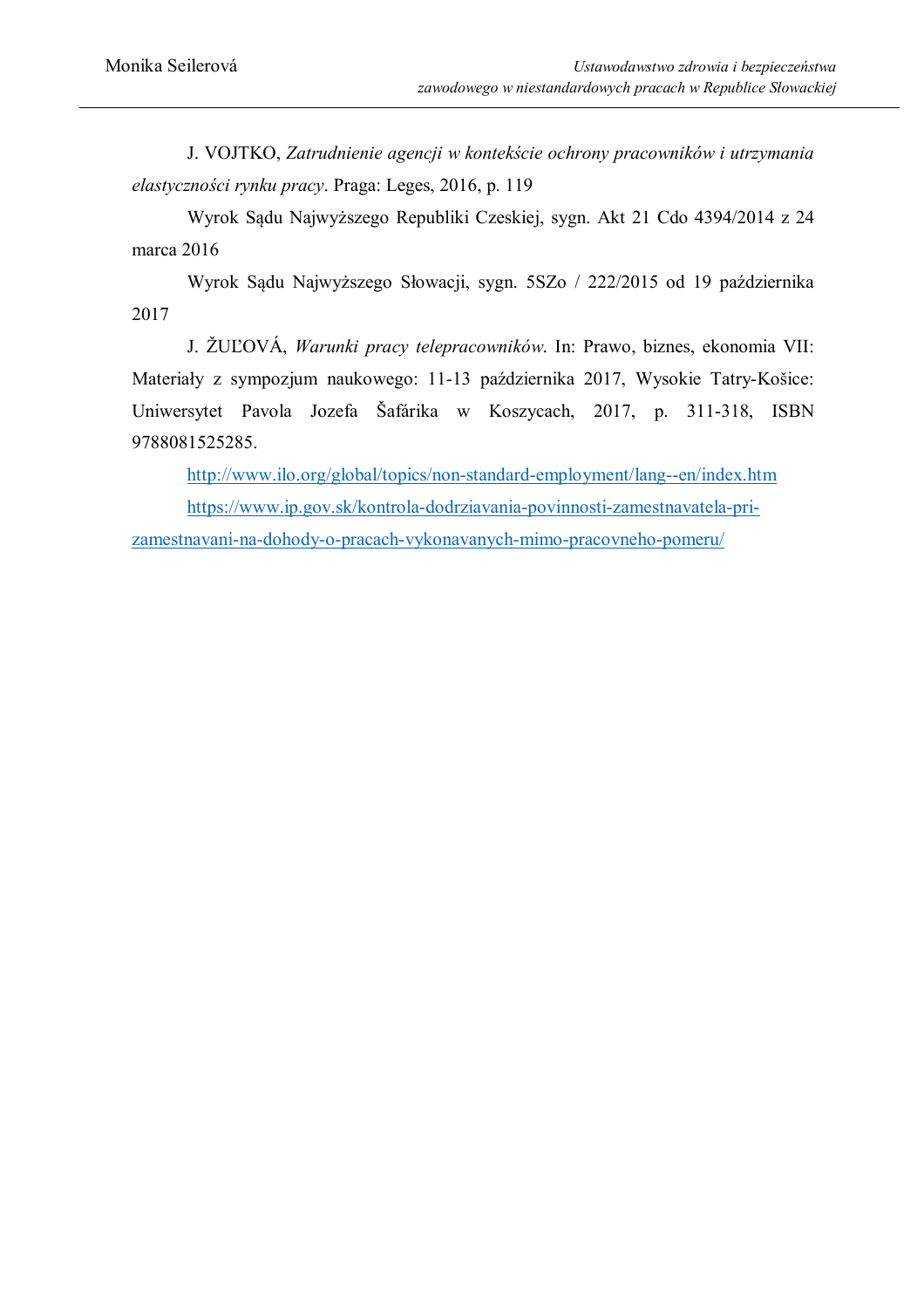J. VOJTKO, *Zatrudnienie agencji w kontekście ochrony pracowników i utrzymania elastyczności rynku pracy*. Praga: Leges, 2016, p. 119

Wyrok Sądu Najwyższego Republiki Czeskiej, sygn. Akt 21 Cdo 4394/2014 z 24 marca 2016

Wyrok Sądu Najwyższego Słowacji, sygn. 5SZo / 222/2015 od 19 października 2017

J. ŽUĽOVÁ, *Warunki pracy telepracowników*. In: Prawo, biznes, ekonomia VII: Materiały z sympozjum naukowego: 11-13 października 2017, Wysokie Tatry-Košice: Uniwersytet Pavola Jozefa Šafárika w Koszycach, 2017, p. 311-318, ISBN 9788081525285.

http://www.ilo.org/global/topics/non-standard-employment/lang--en/index.htm

https://www.ip.gov.sk/kontrola-dodrziavania-povinnosti-zamestnavatela-pri-zamestnavani-na-dohody-o-pracach-vykonavanych-mimo-pracovneho-pomeru/